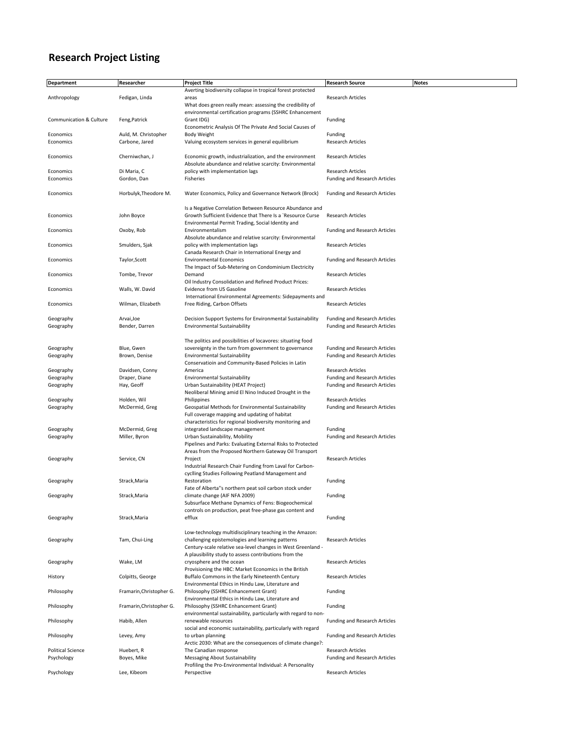# Research Project Listing

| Department | Researcher | Project Title | Research Source | Notes |
|---|---|---|---|---|
| Anthropology | Fedigan, Linda | Averting biodiversity collapse in tropical forest protected areas | Research Articles | |
| Communication & Culture | Feng,Patrick | What does green really mean: assessing the credibility of environmental certification programs (SSHRC Enhancement Grant IDG) | Funding | |
| Economics | Auld, M. Christopher | Econometric Analysis Of The Private And Social Causes of Body Weight | Funding | |
| Economics | Carbone, Jared | Valuing ecosystem services in general equilibrium | Research Articles | |
| Economics | Cherniwchan, J | Economic growth, industrialization, and the environment | Research Articles | |
| Economics | Di Maria, C | Absolute abundance and relative scarcity: Environmental policy with implementation lags | Research Articles | |
| Economics | Gordon, Dan | Fisheries | Funding and Research Articles | |
| Economics | Horbulyk,Theodore M. | Water Economics, Policy and Governance Network (Brock) | Funding and Research Articles | |
| Economics | John Boyce | Is a Negative Correlation Between Resource Abundance and Growth Sufficient Evidence that There Is a `Resource Curse | Research Articles | |
| Economics | Oxoby, Rob | Environmental Permit Trading, Social Identity and Environmentalism | Funding and Research Articles | |
| Economics | Smulders, Sjak | Absolute abundance and relative scarcity: Environmental policy with implementation lags | Research Articles | |
| Economics | Taylor,Scott | Canada Research Chair in International Energy and Environmental Economics | Funding and Research Articles | |
| Economics | Tombe, Trevor | The Impact of Sub-Metering on Condominium Electricity Demand | Research Articles | |
| Economics | Walls, W. David | Oil Industry Consolidation and Refined Product Prices: Evidence from US Gasoline | Research Articles | |
| Economics | Wilman, Elizabeth | International Environmental Agreements: Sidepayments and Free Riding, Carbon Offsets | Research Articles | |
| Geography | Arvai,Joe | Decision Support Systems for Environmental Sustainability | Funding and Research Articles | |
| Geography | Bender, Darren | Environmental Sustainability | Funding and Research Articles | |
| Geography | Blue, Gwen | The politics and possibilities of locavores: situating food sovereignty in the turn from government to governance | Funding and Research Articles | |
| Geography | Brown, Denise | Environmental Sustainability | Funding and Research Articles | |
| Geography | Davidsen, Conny | Conservatioin and Community-Based Policies in Latin America | Research Articles | |
| Geography | Draper, Diane | Environmental Sustainability | Funding and Research Articles | |
| Geography | Hay, Geoff | Urban Sustainability (HEAT Project) | Funding and Research Articles | |
| Geography | Holden, Wil | Neoliberal Mining amid El Nino Induced Drought in the Philippines | Research Articles | |
| Geography | McDermid, Greg | Geospatial Methods for Environmental Sustainability | Funding and Research Articles | |
| Geography | McDermid, Greg | Full coverage mapping and updating of habitat characteristics for regional biodiversity monitoring and integrated landscape management | Funding | |
| Geography | Miller, Byron | Urban Sustainability, Mobility | Funding and Research Articles | |
| Geography | Service, CN | Pipelines and Parks: Evaluating External Risks to Protected Areas from the Proposed Northern Gateway Oil Transport Project | Research Articles | |
| Geography | Strack,Maria | Industrial Research Chair Funding from Laval for Carbon-cyclling Studies Following Peatland Management and Restoration | Funding | |
| Geography | Strack,Maria | Fate of Alberta''s northern peat soil carbon stock under climate change (AIF NFA 2009) | Funding | |
| Geography | Strack,Maria | Subsurface Methane Dynamics of Fens: Biogeochemical controls on production, peat free-phase gas content and efflux | Funding | |
| Geography | Tam, Chui-Ling | Low-technology multidisciplinary teaching in the Amazon: challenging epistemologies and learning patterns | Research Articles | |
| Geography | Wake, LM | Century-scale relative sea-level changes in West Greenland - A plausibility study to assess contributions from the cryosphere and the ocean | Research Articles | |
| History | Colpitts, George | Provisioning the HBC: Market Economics in the British Buffalo Commons in the Early Nineteenth Century | Research Articles | |
| Philosophy | Framarin,Christopher G. | Environmental Ethics in Hindu Law, Literature and Philosophy (SSHRC Enhancement Grant) | Funding | |
| Philosophy | Framarin,Christopher G. | Environmental Ethics in Hindu Law, Literature and Philosophy (SSHRC Enhancement Grant) | Funding | |
| Philosophy | Habib, Allen | environmental sustainability, particularly with regard to non-renewable resources | Funding and Research Articles | |
| Philosophy | Levey, Amy | social and economic sustainability, particularly with regard to urban planning | Funding and Research Articles | |
| Political Science | Huebert, R | Arctic 2030: What are the consequences of climate change?: The Canadian response | Research Articles | |
| Psychology | Boyes, Mike | Messaging About Sustainability | Funding and Research Articles | |
| Psychology | Lee, Kibeom | Profiling the Pro-Environmental Individual: A Personality Perspective | Research Articles | |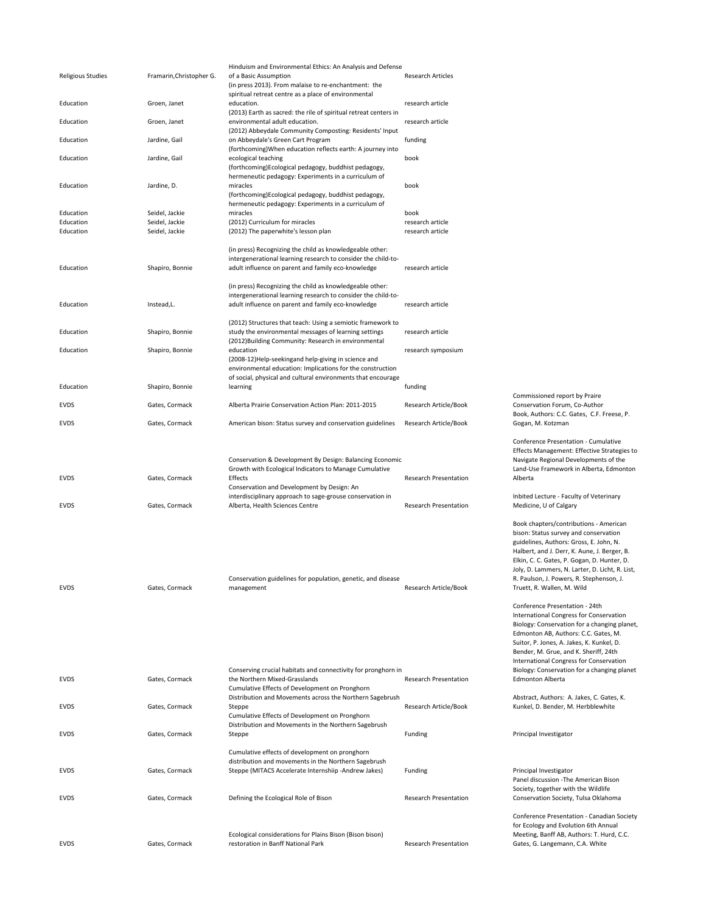| | | | | |
|---|---|---|---|---|
| Religious Studies | Framarin,Christopher G. | Hinduism and Environmental Ethics: An Analysis and Defense of a Basic Assumption | Research Articles | |
| Education | Groen, Janet | (in press 2013). From malaise to re-enchantment: the spiritual retreat centre as a place of environmental education. | research article | |
| Education | Groen, Janet | (2013) Earth as sacred: the rile of spiritual retreat centers in environmental adult education. | research article | |
| Education | Jardine, Gail | (2012) Abbeydale Community Composting: Residents' Input on Abbeydale's Green Cart Program | funding | |
| Education | Jardine, Gail | (forthcoming)When education reflects earth: A journey into ecological teaching | book | |
| Education | Jardine, D. | (forthcoming)Ecological pedagogy, buddhist pedagogy, hermeneutic pedagogy: Experiments in a curriculum of miracles | book | |
| Education | Seidel, Jackie | (forthcoming)Ecological pedagogy, buddhist pedagogy, hermeneutic pedagogy: Experiments in a curriculum of miracles | book | |
| Education | Seidel, Jackie | (2012) Curriculum for miracles | research article | |
| Education | Seidel, Jackie | (2012) The paperwhite's lesson plan | research article | |
| Education | Shapiro, Bonnie | (in press) Recognizing the child as knowledgeable other: intergenerational learning research to consider the child-to-adult influence on parent and family eco-knowledge | research article | |
| Education | Instead,L. | (in press) Recognizing the child as knowledgeable other: intergenerational learning research to consider the child-to-adult influence on parent and family eco-knowledge | research article | |
| Education | Shapiro, Bonnie | (2012) Structures that teach: Using a semiotic framework to study the environmental messages of learning settings | research article | |
| Education | Shapiro, Bonnie | (2012)Building Community: Research in environmental education | research symposium | |
| Education | Shapiro, Bonnie | (2008-12)Help-seekingand help-giving in science and environmental education: Implications for the construction of social, physical and cultural environments that encourage learning | funding | |
| EVDS | Gates, Cormack | Alberta Prairie Conservation Action Plan: 2011-2015 | Research Article/Book | Commissioned report by Praire Conservation Forum, Co-Author |
| EVDS | Gates, Cormack | American bison: Status survey and conservation guidelines | Research Article/Book | Book, Authors: C.C. Gates, C.F. Freese, P. Gogan, M. Kotzman |
| EVDS | Gates, Cormack | Conservation & Development By Design: Balancing Economic Growth with Ecological Indicators to Manage Cumulative Effects | Research Presentation | Conference Presentation - Cumulative Effects Management: Effective Strategies to Navigate Regional Developments of the Land-Use Framework in Alberta, Edmonton Alberta |
| EVDS | Gates, Cormack | Conservation and Development by Design: An interdisciplinary approach to sage-grouse conservation in Alberta, Health Sciences Centre | Research Presentation | Inbited Lecture - Faculty of Veterinary Medicine, U of Calgary |
| EVDS | Gates, Cormack | Conservation guidelines for population, genetic, and disease management | Research Article/Book | Book chapters/contributions - American bison: Status survey and conservation guidelines, Authors: Gross, E. John, N. Halbert, and J. Derr, K. Aune, J. Berger, B. Elkin, C. C. Gates, P. Gogan, D. Hunter, D. Joly, D. Lammers, N. Larter, D. Licht, R. List, R. Paulson, J. Powers, R. Stephenson, J. Truett, R. Wallen, M. Wild |
| EVDS | Gates, Cormack | Conserving crucial habitats and connectivity for pronghorn in the Northern Mixed-Grasslands | Research Presentation | Conference Presentation - 24th International Congress for Conservation Biology: Conservation for a changing planet, Edmonton AB, Authors: C.C. Gates, M. Suitor, P. Jones, A. Jakes, K. Kunkel, D. Bender, M. Grue, and K. Sheriff, 24th International Congress for Conservation Biology: Conservation for a changing planet Edmonton Alberta |
| EVDS | Gates, Cormack | Cumulative Effects of Development on Pronghorn Distribution and Movements across the Northern Sagebrush Steppe | Research Article/Book | Abstract, Authors: A. Jakes, C. Gates, K. Kunkel, D. Bender, M. Herbblewhite |
| EVDS | Gates, Cormack | Cumulative Effects of Development on Pronghorn Distribution and Movements in the Northern Sagebrush Steppe | Funding | Principal Investigator |
| EVDS | Gates, Cormack | Cumulative effects of development on pronghorn distribution and movements in the Northern Sagebrush Steppe (MITACS Accelerate Internshiip -Andrew Jakes) | Funding | Principal Investigator |
| EVDS | Gates, Cormack | Defining the Ecological Role of Bison | Research Presentation | Panel discussion -The American Bison Society, together with the Wildlife Conservation Society, Tulsa Oklahoma |
| EVDS | Gates, Cormack | Ecological considerations for Plains Bison (Bison bison) restoration in Banff National Park | Research Presentation | Conference Presentation - Canadian Society for Ecology and Evolution 6th Annual Meeting, Banff AB, Authors: T. Hurd, C.C. Gates, G. Langemann, C.A. White |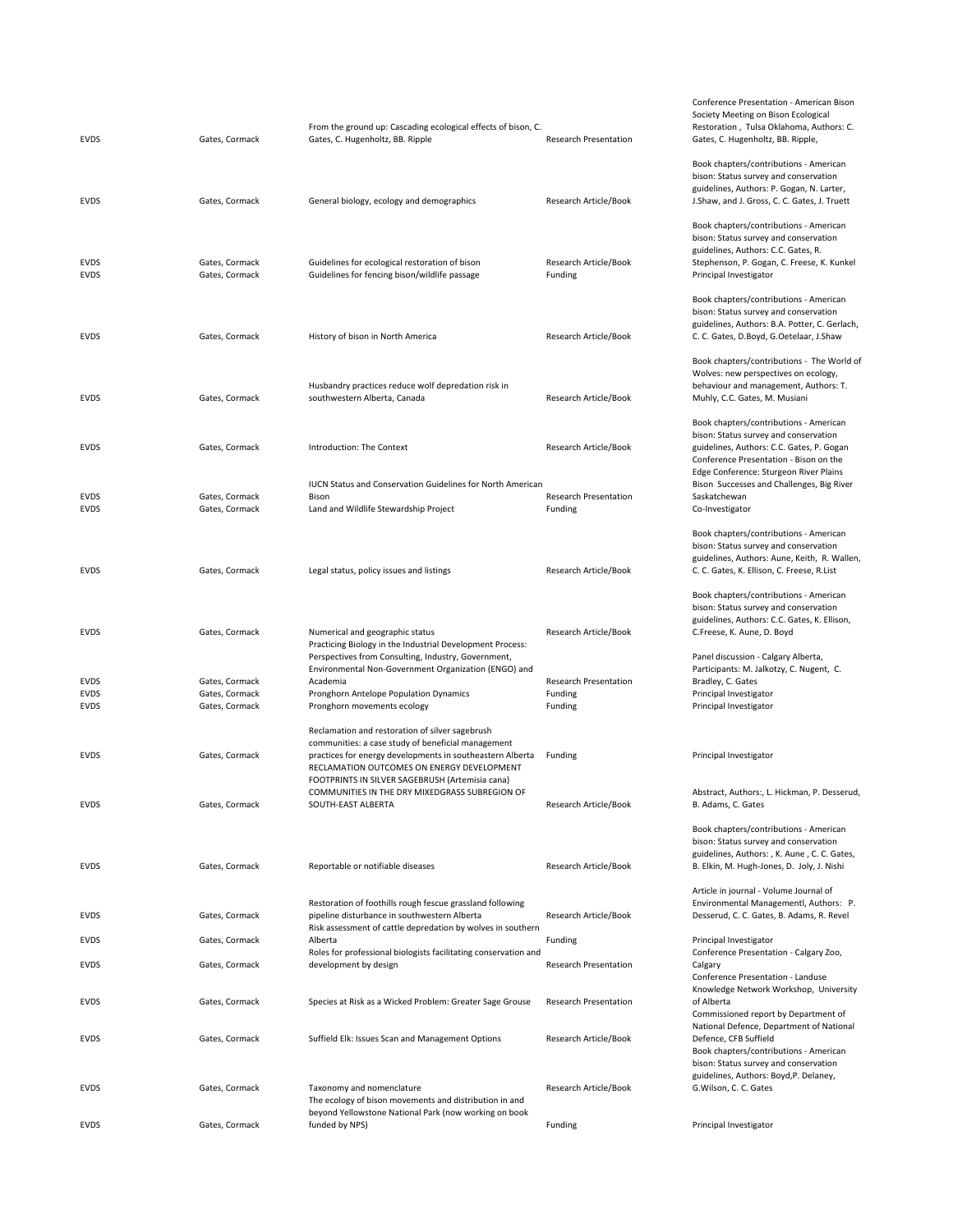| | | | | |
|---|---|---|---|---|
| EVDS | Gates, Cormack | From the ground up: Cascading ecological effects of bison, C. Gates, C. Hugenholtz, BB. Ripple | Research Presentation | Conference Presentation - American Bison Society Meeting on Bison Ecological Restoration , Tulsa Oklahoma, Authors: C. Gates, C. Hugenholtz, BB. Ripple, |
| EVDS | Gates, Cormack | General biology, ecology and demographics | Research Article/Book | Book chapters/contributions - American bison: Status survey and conservation guidelines, Authors: P. Gogan, N. Larter, J.Shaw, and J. Gross, C. C. Gates, J. Truett |
| EVDS | Gates, Cormack | Guidelines for ecological restoration of bison | Research Article/Book | Book chapters/contributions - American bison: Status survey and conservation guidelines, Authors: C.C. Gates, R. Stephenson, P. Gogan, C. Freese, K. Kunkel |
| EVDS | Gates, Cormack | Guidelines for fencing bison/wildlife passage | Funding | Principal Investigator |
| EVDS | Gates, Cormack | History of bison in North America | Research Article/Book | Book chapters/contributions - American bison: Status survey and conservation guidelines, Authors: B.A. Potter, C. Gerlach, C. C. Gates, D.Boyd, G.Oetelaar, J.Shaw |
| EVDS | Gates, Cormack | Husbandry practices reduce wolf depredation risk in southwestern Alberta, Canada | Research Article/Book | Book chapters/contributions - The World of Wolves: new perspectives on ecology, behaviour and management, Authors: T. Muhly, C.C. Gates, M. Musiani |
| EVDS | Gates, Cormack | Introduction: The Context | Research Article/Book | Book chapters/contributions - American bison: Status survey and conservation guidelines, Authors: C.C. Gates, P. Gogan |
| EVDS | Gates, Cormack | IUCN Status and Conservation Guidelines for North American Bison | Research Presentation | Conference Presentation - Bison on the Edge Conference: Sturgeon River Plains Bison Successes and Challenges, Big River Saskatchewan |
| EVDS | Gates, Cormack | Land and Wildlife Stewardship Project | Funding | Co-Investigator |
| EVDS | Gates, Cormack | Legal status, policy issues and listings | Research Article/Book | Book chapters/contributions - American bison: Status survey and conservation guidelines, Authors: Aune, Keith, R. Wallen, C. C. Gates, K. Ellison, C. Freese, R.List |
| EVDS | Gates, Cormack | Numerical and geographic status | Research Article/Book | Book chapters/contributions - American bison: Status survey and conservation guidelines, Authors: C.C. Gates, K. Ellison, C.Freese, K. Aune, D. Boyd |
| EVDS | Gates, Cormack | Practicing Biology in the Industrial Development Process: Perspectives from Consulting, Industry, Government, Environmental Non-Government Organization (ENGO) and Academia | Research Presentation | Panel discussion - Calgary Alberta, Participants: M. Jalkotzy, C. Nugent, C. Bradley, C. Gates |
| EVDS | Gates, Cormack | Pronghorn Antelope Population Dynamics | Funding | Principal Investigator |
| EVDS | Gates, Cormack | Pronghorn movements ecology | Funding | Principal Investigator |
| EVDS | Gates, Cormack | Reclamation and restoration of silver sagebrush communities: a case study of beneficial management practices for energy developments in southeastern Alberta | Funding | Principal Investigator |
| EVDS | Gates, Cormack | RECLAMATION OUTCOMES ON ENERGY DEVELOPMENT FOOTPRINTS IN SILVER SAGEBRUSH (Artemisia cana) COMMUNITIES IN THE DRY MIXEDGRASS SUBREGION OF SOUTH-EAST ALBERTA | Research Article/Book | Abstract, Authors:, L. Hickman, P. Desserud, B. Adams, C. Gates |
| EVDS | Gates, Cormack | Reportable or notifiable diseases | Research Article/Book | Book chapters/contributions - American bison: Status survey and conservation guidelines, Authors: , K. Aune , C. C. Gates, B. Elkin, M. Hugh-Jones, D. Joly, J. Nishi |
| EVDS | Gates, Cormack | Restoration of foothills rough fescue grassland following pipeline disturbance in southwestern Alberta | Research Article/Book | Article in journal - Volume Journal of Environmental Managementl, Authors: P. Desserud, C. C. Gates, B. Adams, R. Revel |
| EVDS | Gates, Cormack | Risk assessment of cattle depredation by wolves in southern Alberta | Funding | Principal Investigator |
| EVDS | Gates, Cormack | Roles for professional biologists facilitating conservation and development by design | Research Presentation | Conference Presentation - Calgary Zoo, Calgary |
| EVDS | Gates, Cormack | Species at Risk as a Wicked Problem: Greater Sage Grouse | Research Presentation | Conference Presentation - Landuse Knowledge Network Workshop, University of Alberta |
| EVDS | Gates, Cormack | Suffield Elk: Issues Scan and Management Options | Research Article/Book | Commissioned report by Department of National Defence, Department of National Defence, CFB Suffield |
| EVDS | Gates, Cormack | Taxonomy and nomenclature | Research Article/Book | Book chapters/contributions - American bison: Status survey and conservation guidelines, Authors: Boyd,P. Delaney, G.Wilson, C. C. Gates |
| EVDS | Gates, Cormack | The ecology of bison movements and distribution in and beyond Yellowstone National Park (now working on book funded by NPS) | Funding | Principal Investigator |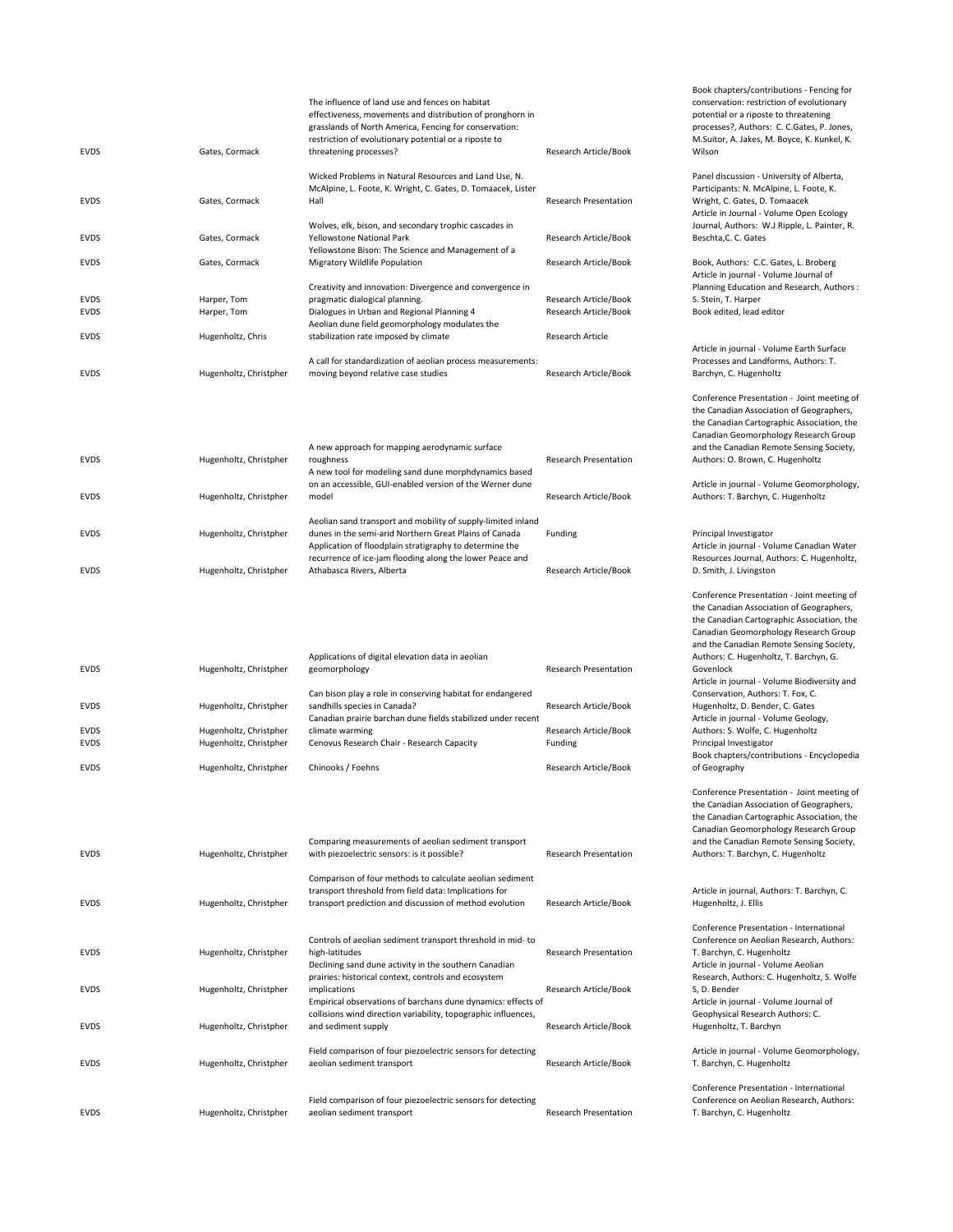| | | | | |
|---|---|---|---|---|
| EVDS | Gates, Cormack | The influence of land use and fences on habitat effectiveness, movements and distribution of pronghorn in grasslands of North America, Fencing for conservation: restriction of evolutionary potential or a riposte to threatening processes? | Research Article/Book | Book chapters/contributions - Fencing for conservation: restriction of evolutionary potential or a riposte to threatening processes?, Authors: C. C.Gates, P. Jones, M.Suitor, A. Jakes, M. Boyce, K. Kunkel, K. Wilson |
| EVDS | Gates, Cormack | Wicked Problems in Natural Resources and Land Use, N. McAlpine, L. Foote, K. Wright, C. Gates, D. Tomaacek, Lister Hall | Research Presentation | Panel discussion - University of Alberta, Participants: N. McAlpine, L. Foote, K. Wright, C. Gates, D. Tomaacek |
| EVDS | Gates, Cormack | Wolves, elk, bison, and secondary trophic cascades in Yellowstone National Park | Research Article/Book | Article in Journal - Volume Open Ecology Journal, Authors: W.J Ripple, L. Painter, R. Beschta,C. C. Gates |
| EVDS | Gates, Cormack | Yellowstone Bison: The Science and Management of a Migratory Wildlife Population | Research Article/Book | Book, Authors: C.C. Gates, L. Broberg |
| EVDS | Harper, Tom | Creativity and innovation: Divergence and convergence in pragmatic dialogical planning. | Research Article/Book | Article in journal - Volume Journal of Planning Education and Research, Authors : S. Stein, T. Harper |
| EVDS | Harper, Tom | Dialogues in Urban and Regional Planning 4 | Research Article/Book | Book edited, lead editor |
| EVDS | Hugenholtz, Chris | Aeolian dune field geomorphology modulates the stabilization rate imposed by climate | Research Article | |
| EVDS | Hugenholtz, Christpher | A call for standardization of aeolian process measurements: moving beyond relative case studies | Research Article/Book | Article in journal - Volume Earth Surface Processes and Landforms, Authors: T. Barchyn, C. Hugenholtz |
| EVDS | Hugenholtz, Christpher | A new approach for mapping aerodynamic surface roughness | Research Presentation | Conference Presentation - Joint meeting of the Canadian Association of Geographers, the Canadian Cartographic Association, the Canadian Geomorphology Research Group and the Canadian Remote Sensing Society, Authors: O. Brown, C. Hugenholtz |
| EVDS | Hugenholtz, Christpher | A new tool for modeling sand dune morphdynamics based on an accessible, GUI-enabled version of the Werner dune model | Research Article/Book | Article in journal - Volume Geomorphology, Authors: T. Barchyn, C. Hugenholtz |
| EVDS | Hugenholtz, Christpher | Aeolian sand transport and mobility of supply-limited inland dunes in the semi-arid Northern Great Plains of Canada | Funding | Principal Investigator |
| EVDS | Hugenholtz, Christpher | Application of floodplain stratigraphy to determine the recurrence of ice-jam flooding along the lower Peace and Athabasca Rivers, Alberta | Research Article/Book | Article in journal - Volume Canadian Water Resources Journal, Authors: C. Hugenholtz, D. Smith, J. Livingston |
| EVDS | Hugenholtz, Christpher | Applications of digital elevation data in aeolian geomorphology | Research Presentation | Conference Presentation - Joint meeting of the Canadian Association of Geographers, the Canadian Cartographic Association, the Canadian Geomorphology Research Group and the Canadian Remote Sensing Society, Authors: C. Hugenholtz, T. Barchyn, G. Govenlock |
| EVDS | Hugenholtz, Christpher | Can bison play a role in conserving habitat for endangered sandhills species in Canada? | Research Article/Book | Article in journal - Volume Biodiversity and Conservation, Authors: T. Fox, C. Hugenholtz, D. Bender, C. Gates |
| EVDS | Hugenholtz, Christpher | Canadian prairie barchan dune fields stabilized under recent climate warming | Research Article/Book | Article in journal - Volume Geology, Authors: S. Wolfe, C. Hugenholtz |
| EVDS | Hugenholtz, Christpher | Cenovus Research Chair - Research Capacity | Funding | Principal Investigator |
| EVDS | Hugenholtz, Christpher | Chinooks / Foehns | Research Article/Book | Book chapters/contributions - Encyclopedia of Geography |
| EVDS | Hugenholtz, Christpher | Comparing measurements of aeolian sediment transport with piezoelectric sensors: is it possible? | Research Presentation | Conference Presentation - Joint meeting of the Canadian Association of Geographers, the Canadian Cartographic Association, the Canadian Geomorphology Research Group and the Canadian Remote Sensing Society, Authors: T. Barchyn, C. Hugenholtz |
| EVDS | Hugenholtz, Christpher | Comparison of four methods to calculate aeolian sediment transport threshold from field data: Implications for transport prediction and discussion of method evolution | Research Article/Book | Article in journal, Authors: T. Barchyn, C. Hugenholtz, J. Ellis |
| EVDS | Hugenholtz, Christpher | Controls of aeolian sediment transport threshold in mid- to high-latitudes | Research Presentation | Conference Presentation - International Conference on Aeolian Research, Authors: T. Barchyn, C. Hugenholtz |
| EVDS | Hugenholtz, Christpher | Declining sand dune activity in the southern Canadian prairies: historical context, controls and ecosystem implications | Research Article/Book | Article in journal - Volume Aeolian Research, Authors: C. Hugenholtz, S. Wolfe S, D. Bender |
| EVDS | Hugenholtz, Christpher | Empirical observations of barchans dune dynamics: effects of collisions wind direction variability, topographic influences, and sediment supply | Research Article/Book | Article in journal - Volume Journal of Geophysical Research Authors: C. Hugenholtz, T. Barchyn |
| EVDS | Hugenholtz, Christpher | Field comparison of four piezoelectric sensors for detecting aeolian sediment transport | Research Article/Book | Article in journal - Volume Geomorphology, T. Barchyn, C. Hugenholtz |
| EVDS | Hugenholtz, Christpher | Field comparison of four piezoelectric sensors for detecting aeolian sediment transport | Research Presentation | Conference Presentation - International Conference on Aeolian Research, Authors: T. Barchyn, C. Hugenholtz |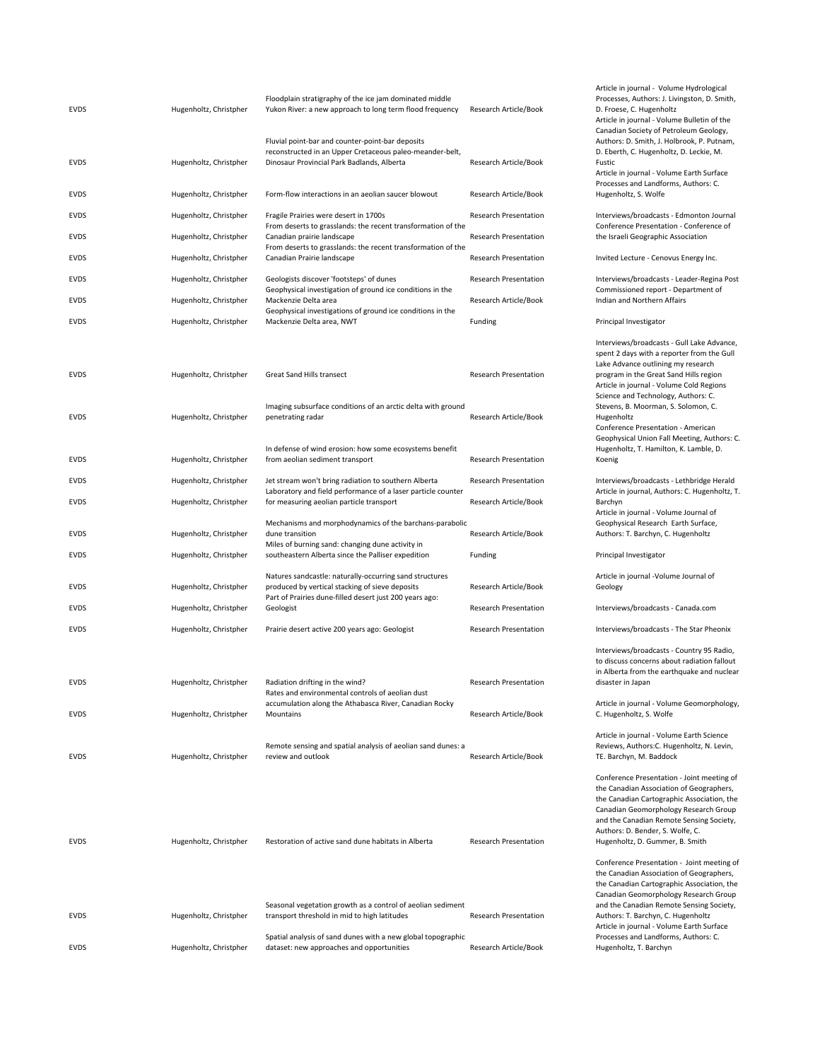| | | | | |
|---|---|---|---|---|
| EVDS | Hugenholtz, Christpher | Floodplain stratigraphy of the ice jam dominated middle Yukon River: a new approach to long term flood frequency | Research Article/Book | Article in journal - Volume Hydrological Processes, Authors: J. Livingston, D. Smith, D. Froese, C. Hugenholtz |
| EVDS | Hugenholtz, Christpher | Fluvial point-bar and counter-point-bar deposits reconstructed in an Upper Cretaceous paleo-meander-belt, Dinosaur Provincial Park Badlands, Alberta | Research Article/Book | Article in journal - Volume Bulletin of the Canadian Society of Petroleum Geology, Authors: D. Smith, J. Holbrook, P. Putnam, D. Eberth, C. Hugenholtz, D. Leckie, M. Fustic |
| EVDS | Hugenholtz, Christpher | Form-flow interactions in an aeolian saucer blowout | Research Article/Book | Article in journal - Volume Earth Surface Processes and Landforms, Authors: C. Hugenholtz, S. Wolfe |
| EVDS | Hugenholtz, Christpher | Fragile Prairies were desert in 1700s | Research Presentation | Interviews/broadcasts - Edmonton Journal |
| EVDS | Hugenholtz, Christpher | From deserts to grasslands: the recent transformation of the Canadian prairie landscape | Research Presentation | Conference Presentation - Conference of the Israeli Geographic Association |
| EVDS | Hugenholtz, Christpher | From deserts to grasslands: the recent transformation of the Canadian Prairie landscape | Research Presentation | Invited Lecture - Cenovus Energy Inc. |
| EVDS | Hugenholtz, Christpher | Geologists discover 'footsteps' of dunes | Research Presentation | Interviews/broadcasts - Leader-Regina Post |
| EVDS | Hugenholtz, Christpher | Geophysical investigation of ground ice conditions in the Mackenzie Delta area | Research Article/Book | Commissioned report - Department of Indian and Northern Affairs |
| EVDS | Hugenholtz, Christpher | Geophysical investigations of ground ice conditions in the Mackenzie Delta area, NWT | Funding | Principal Investigator |
| EVDS | Hugenholtz, Christpher | Great Sand Hills transect | Research Presentation | Interviews/broadcasts - Gull Lake Advance, spent 2 days with a reporter from the Gull Lake Advance outlining my research program in the Great Sand Hills region |
| EVDS | Hugenholtz, Christpher | Imaging subsurface conditions of an arctic delta with ground penetrating radar | Research Article/Book | Article in journal - Volume Cold Regions Science and Technology, Authors: C. Stevens, B. Moorman, S. Solomon, C. Hugenholtz |
| EVDS | Hugenholtz, Christpher | In defense of wind erosion: how some ecosystems benefit from aeolian sediment transport | Research Presentation | Conference Presentation - American Geophysical Union Fall Meeting, Authors: C. Hugenholtz, T. Hamilton, K. Lamble, D. Koenig |
| EVDS | Hugenholtz, Christpher | Jet stream won't bring radiation to southern Alberta | Research Presentation | Interviews/broadcasts - Lethbridge Herald |
| EVDS | Hugenholtz, Christpher | Laboratory and field performance of a laser particle counter for measuring aeolian particle transport | Research Article/Book | Article in journal, Authors: C. Hugenholtz, T. Barchyn |
| EVDS | Hugenholtz, Christpher | Mechanisms and morphodynamics of the barchans-parabolic dune transition | Research Article/Book | Article in journal - Volume Journal of Geophysical Research Earth Surface, Authors: T. Barchyn, C. Hugenholtz |
| EVDS | Hugenholtz, Christpher | Miles of burning sand: changing dune activity in southeastern Alberta since the Palliser expedition | Funding | Principal Investigator |
| EVDS | Hugenholtz, Christpher | Natures sandcastle: naturally-occurring sand structures produced by vertical stacking of sieve deposits | Research Article/Book | Article in journal -Volume Journal of Geology |
| EVDS | Hugenholtz, Christpher | Part of Prairies dune-filled desert just 200 years ago: Geologist | Research Presentation | Interviews/broadcasts - Canada.com |
| EVDS | Hugenholtz, Christpher | Prairie desert active 200 years ago: Geologist | Research Presentation | Interviews/broadcasts - The Star Pheonix |
| EVDS | Hugenholtz, Christpher | Radiation drifting in the wind? | Research Presentation | Interviews/broadcasts - Country 95 Radio, to discuss concerns about radiation fallout in Alberta from the earthquake and nuclear disaster in Japan |
| EVDS | Hugenholtz, Christpher | Rates and environmental controls of aeolian dust accumulation along the Athabasca River, Canadian Rocky Mountains | Research Article/Book | Article in journal - Volume Geomorphology, C. Hugenholtz, S. Wolfe |
| EVDS | Hugenholtz, Christpher | Remote sensing and spatial analysis of aeolian sand dunes: a review and outlook | Research Article/Book | Article in journal - Volume Earth Science Reviews, Authors:C. Hugenholtz, N. Levin, TE. Barchyn, M. Baddock |
| EVDS | Hugenholtz, Christpher | Restoration of active sand dune habitats in Alberta | Research Presentation | Conference Presentation - Joint meeting of the Canadian Association of Geographers, the Canadian Cartographic Association, the Canadian Geomorphology Research Group and the Canadian Remote Sensing Society, Authors: D. Bender, S. Wolfe, C. Hugenholtz, D. Gummer, B. Smith |
| EVDS | Hugenholtz, Christpher | Seasonal vegetation growth as a control of aeolian sediment transport threshold in mid to high latitudes | Research Presentation | Conference Presentation - Joint meeting of the Canadian Association of Geographers, the Canadian Cartographic Association, the Canadian Geomorphology Research Group and the Canadian Remote Sensing Society, Authors: T. Barchyn, C. Hugenholtz |
| EVDS | Hugenholtz, Christpher | Spatial analysis of sand dunes with a new global topographic dataset: new approaches and opportunities | Research Article/Book | Article in journal - Volume Earth Surface Processes and Landforms, Authors: C. Hugenholtz, T. Barchyn |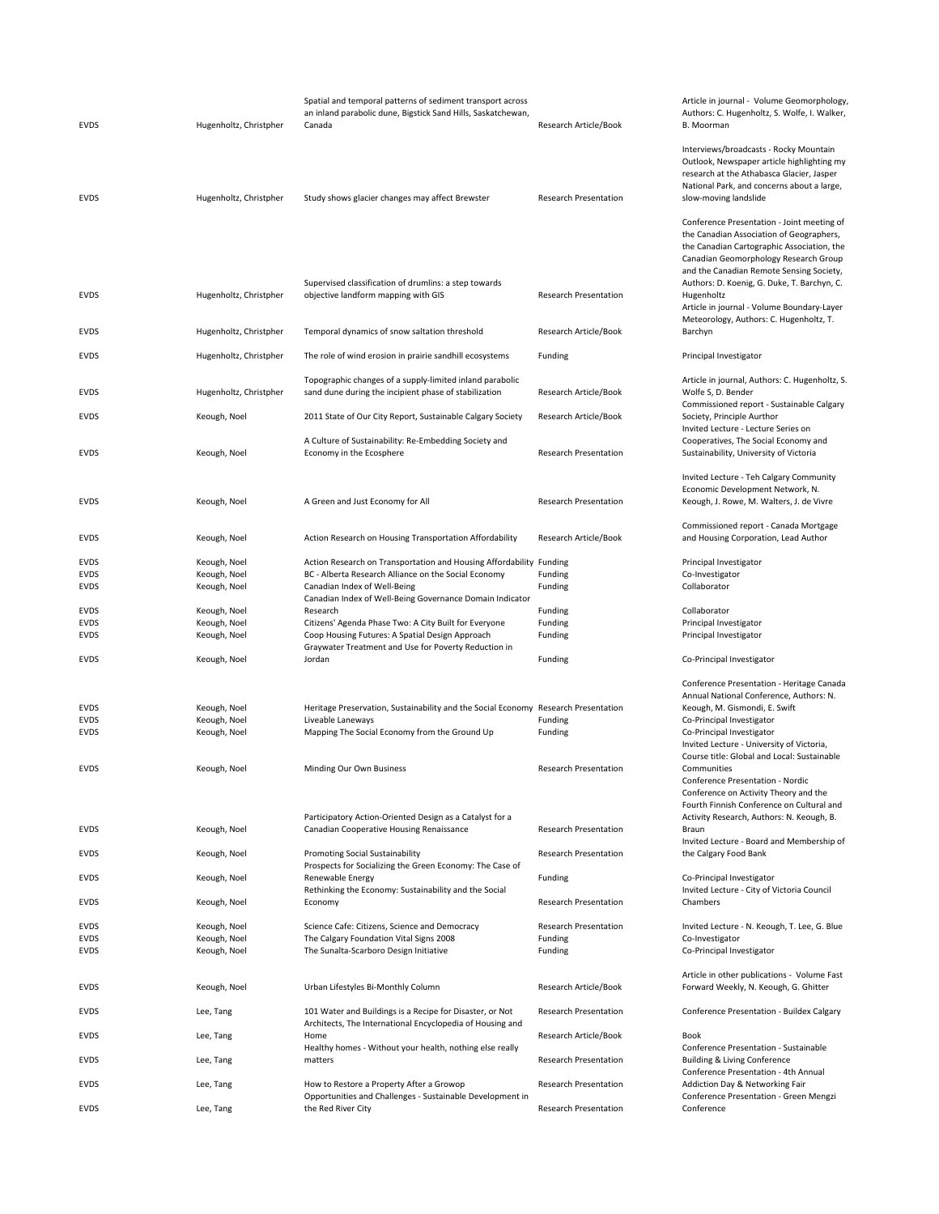| | | | | |
|---|---|---|---|---|
| EVDS | Hugenholtz, Christpher | Spatial and temporal patterns of sediment transport across an inland parabolic dune, Bigstick Sand Hills, Saskatchewan, Canada | Research Article/Book | Article in journal - Volume Geomorphology, Authors: C. Hugenholtz, S. Wolfe, I. Walker, B. Moorman |
| EVDS | Hugenholtz, Christpher | Study shows glacier changes may affect Brewster | Research Presentation | Interviews/broadcasts - Rocky Mountain Outlook, Newspaper article highlighting my research at the Athabasca Glacier, Jasper National Park, and concerns about a large, slow-moving landslide |
| EVDS | Hugenholtz, Christpher | Supervised classification of drumlins: a step towards objective landform mapping with GIS | Research Presentation | Conference Presentation - Joint meeting of the Canadian Association of Geographers, the Canadian Cartographic Association, the Canadian Geomorphology Research Group and the Canadian Remote Sensing Society, Authors: D. Koenig, G. Duke, T. Barchyn, C. Hugenholtz |
| EVDS | Hugenholtz, Christpher | Temporal dynamics of snow saltation threshold | Research Article/Book | Article in journal - Volume Boundary-Layer Meteorology, Authors: C. Hugenholtz, T. Barchyn |
| EVDS | Hugenholtz, Christpher | The role of wind erosion in prairie sandhill ecosystems | Funding | Principal Investigator |
| EVDS | Hugenholtz, Christpher | Topographic changes of a supply-limited inland parabolic sand dune during the incipient phase of stabilization | Research Article/Book | Article in journal, Authors: C. Hugenholtz, S. Wolfe S, D. Bender |
| EVDS | Keough, Noel | 2011 State of Our City Report, Sustainable Calgary Society | Research Article/Book | Commissioned report - Sustainable Calgary Society, Principle Aurthor |
| EVDS | Keough, Noel | A Culture of Sustainability: Re-Embedding Society and Economy in the Ecosphere | Research Presentation | Invited Lecture - Lecture Series on Cooperatives, The Social Economy and Sustainability, University of Victoria |
| EVDS | Keough, Noel | A Green and Just Economy for All | Research Presentation | Invited Lecture - Teh Calgary Community Economic Development Network, N. Keough, J. Rowe, M. Walters, J. de Vivre |
| EVDS | Keough, Noel | Action Research on Housing Transportation Affordability | Research Article/Book | Commissioned report - Canada Mortgage and Housing Corporation, Lead Author |
| EVDS | Keough, Noel | Action Research on Transportation and Housing Affordability | Funding | Principal Investigator |
| EVDS | Keough, Noel | BC - Alberta Research Alliance on the Social Economy | Funding | Co-Investigator |
| EVDS | Keough, Noel | Canadian Index of Well-Being | Funding | Collaborator |
| EVDS | Keough, Noel | Canadian Index of Well-Being Governance Domain Indicator Research | Funding | Collaborator |
| EVDS | Keough, Noel | Citizens' Agenda Phase Two: A City Built for Everyone | Funding | Principal Investigator |
| EVDS | Keough, Noel | Coop Housing Futures: A Spatial Design Approach | Funding | Principal Investigator |
| EVDS | Keough, Noel | Graywater Treatment and Use for Poverty Reduction in Jordan | Funding | Co-Principal Investigator |
| EVDS | Keough, Noel | Heritage Preservation, Sustainability and the Social Economy | Research Presentation | Conference Presentation - Heritage Canada Annual National Conference, Authors: N. Keough, M. Gismondi, E. Swift |
| EVDS | Keough, Noel | Liveable Laneways | Funding | Co-Principal Investigator |
| EVDS | Keough, Noel | Mapping The Social Economy from the Ground Up | Funding | Co-Principal Investigator |
| EVDS | Keough, Noel | Minding Our Own Business | Research Presentation | Invited Lecture - University of Victoria, Course title: Global and Local: Sustainable Communities |
| EVDS | Keough, Noel | Participatory Action-Oriented Design as a Catalyst for a Canadian Cooperative Housing Renaissance | Research Presentation | Conference Presentation - Nordic Conference on Activity Theory and the Fourth Finnish Conference on Cultural and Activity Research, Authors: N. Keough, B. Braun |
| EVDS | Keough, Noel | Promoting Social Sustainability | Research Presentation | Invited Lecture - Board and Membership of the Calgary Food Bank |
| EVDS | Keough, Noel | Prospects for Socializing the Green Economy: The Case of Renewable Energy | Funding | Co-Principal Investigator |
| EVDS | Keough, Noel | Rethinking the Economy: Sustainability and the Social Economy | Research Presentation | Invited Lecture - City of Victoria Council Chambers |
| EVDS | Keough, Noel | Science Cafe: Citizens, Science and Democracy | Research Presentation | Invited Lecture - N. Keough, T. Lee, G. Blue |
| EVDS | Keough, Noel | The Calgary Foundation Vital Signs 2008 | Funding | Co-Investigator |
| EVDS | Keough, Noel | The Sunalta-Scarboro Design Initiative | Funding | Co-Principal Investigator |
| EVDS | Keough, Noel | Urban Lifestyles Bi-Monthly Column | Research Article/Book | Article in other publications - Volume Fast Forward Weekly, N. Keough, G. Ghitter |
| EVDS | Lee, Tang | 101 Water and Buildings is a Recipe for Disaster, or Not | Research Presentation | Conference Presentation - Buildex Calgary |
| EVDS | Lee, Tang | Architects, The International Encyclopedia of Housing and Home | Research Article/Book | Book |
| EVDS | Lee, Tang | Healthy homes - Without your health, nothing else really matters | Research Presentation | Conference Presentation - Sustainable Building & Living Conference |
| EVDS | Lee, Tang | How to Restore a Property After a Growop | Research Presentation | Conference Presentation - 4th Annual Addiction Day & Networking Fair |
| EVDS | Lee, Tang | Opportunities and Challenges - Sustainable Development in the Red River City | Research Presentation | Conference Presentation - Green Mengzi Conference |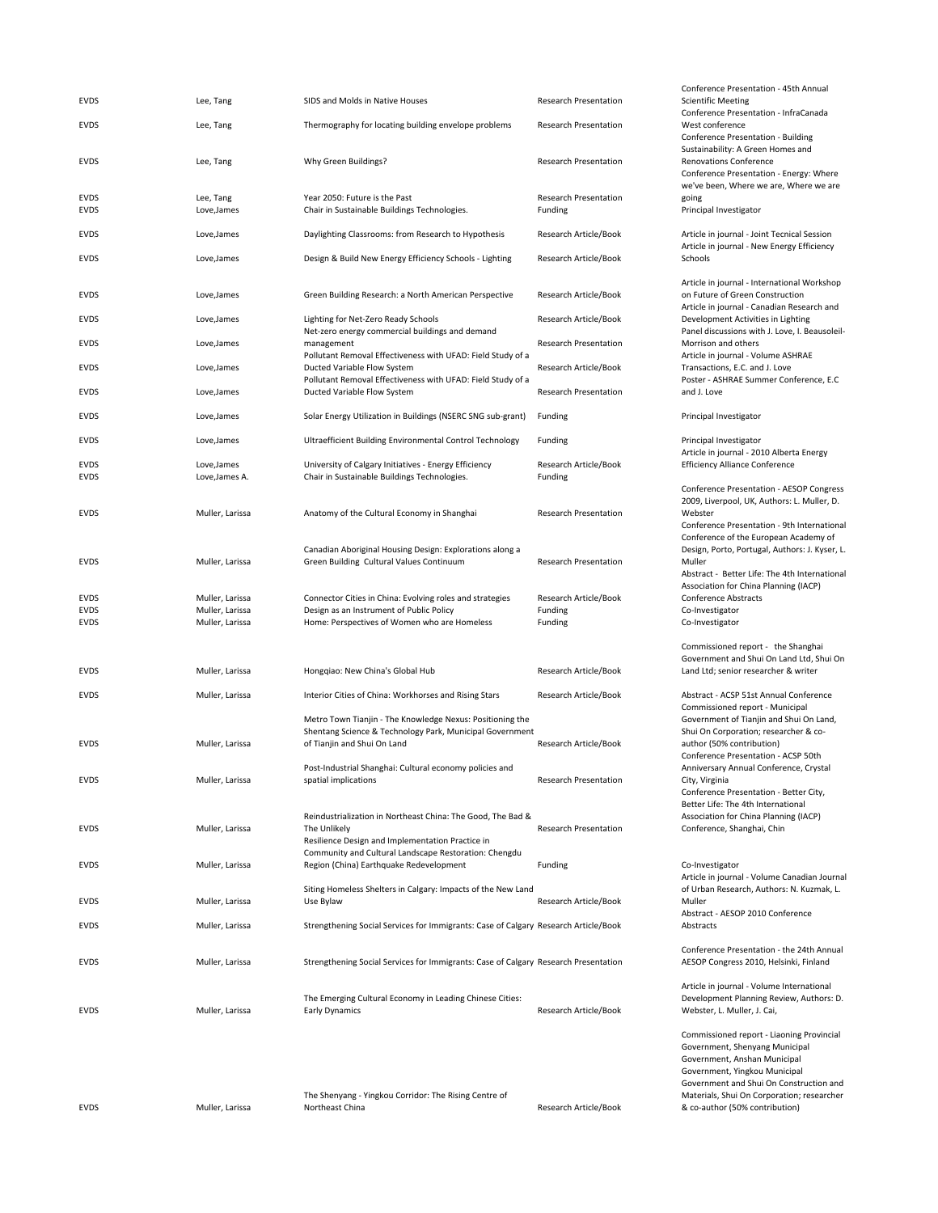| | | | | |
|---|---|---|---|---|
| EVDS | Lee, Tang | SIDS and Molds in Native Houses | Research Presentation | Conference Presentation - 45th Annual Scientific Meeting |
| EVDS | Lee, Tang | Thermography for locating building envelope problems | Research Presentation | Conference Presentation - InfraCanada West conference |
| EVDS | Lee, Tang | Why Green Buildings? | Research Presentation | Conference Presentation - Building Sustainability: A Green Homes and Renovations Conference |
| EVDS | Lee, Tang | Year 2050: Future is the Past | Research Presentation | Conference Presentation - Energy: Where we've been, Where we are, Where we are going |
| EVDS | Love,James | Chair in Sustainable Buildings Technologies. | Funding | Principal Investigator |
| EVDS | Love,James | Daylighting Classrooms: from Research to Hypothesis | Research Article/Book | Article in journal - Joint Tecnical Session |
| EVDS | Love,James | Design & Build New Energy Efficiency Schools - Lighting | Research Article/Book | Article in journal - New Energy Efficiency Schools |
| EVDS | Love,James | Green Building Research: a North American Perspective | Research Article/Book | Article in journal - International Workshop on Future of Green Construction |
| EVDS | Love,James | Lighting for Net-Zero Ready Schools | Research Article/Book | Article in journal - Canadian Research and Development Activities in Lighting |
| EVDS | Love,James | Net-zero energy commercial buildings and demand management | Research Presentation | Panel discussions with J. Love, I. Beausoleil-Morrison and others |
| EVDS | Love,James | Pollutant Removal Effectiveness with UFAD: Field Study of a Ducted Variable Flow System | Research Article/Book | Article in journal - Volume ASHRAE Transactions, E.C. and J. Love |
| EVDS | Love,James | Pollutant Removal Effectiveness with UFAD: Field Study of a Ducted Variable Flow System | Research Presentation | Poster - ASHRAE Summer Conference, E.C and J. Love |
| EVDS | Love,James | Solar Energy Utilization in Buildings (NSERC SNG sub-grant) | Funding | Principal Investigator |
| EVDS | Love,James | Ultraefficient Building Environmental Control Technology | Funding | Principal Investigator |
| EVDS | Love,James | University of Calgary Initiatives - Energy Efficiency | Research Article/Book | Article in journal - 2010 Alberta Energy Efficiency Alliance Conference |
| EVDS | Love,James A. | Chair in Sustainable Buildings Technologies. | Funding | |
| EVDS | Muller, Larissa | Anatomy of the Cultural Economy in Shanghai | Research Presentation | Conference Presentation - AESOP Congress 2009, Liverpool, UK, Authors: L. Muller, D. Webster |
| EVDS | Muller, Larissa | Canadian Aboriginal Housing Design: Explorations along a Green Building Cultural Values Continuum | Research Presentation | Conference Presentation - 9th International Conference of the European Academy of Design, Porto, Portugal, Authors: J. Kyser, L. Muller |
| EVDS | Muller, Larissa | Connector Cities in China: Evolving roles and strategies | Research Article/Book | Abstract - Better Life: The 4th International Association for China Planning (IACP) Conference Abstracts |
| EVDS | Muller, Larissa | Design as an Instrument of Public Policy | Funding | Co-Investigator |
| EVDS | Muller, Larissa | Home: Perspectives of Women who are Homeless | Funding | Co-Investigator |
| EVDS | Muller, Larissa | Hongqiao: New China's Global Hub | Research Article/Book | Commissioned report - the Shanghai Government and Shui On Land Ltd, Shui On Land Ltd; senior researcher & writer |
| EVDS | Muller, Larissa | Interior Cities of China: Workhorses and Rising Stars | Research Article/Book | Abstract - ACSP 51st Annual Conference |
| EVDS | Muller, Larissa | Metro Town Tianjin - The Knowledge Nexus: Positioning the Shentang Science & Technology Park, Municipal Government of Tianjin and Shui On Land | Research Article/Book | Commissioned report - Municipal Government of Tianjin and Shui On Land, Shui On Corporation; researcher & co-author (50% contribution) |
| EVDS | Muller, Larissa | Post-Industrial Shanghai: Cultural economy policies and spatial implications | Research Presentation | Conference Presentation - ACSP 50th Anniversary Annual Conference, Crystal City, Virginia |
| EVDS | Muller, Larissa | Reindustrialization in Northeast China: The Good, The Bad & The Unlikely | Research Presentation | Conference Presentation - Better City, Better Life: The 4th International Association for China Planning (IACP) Conference, Shanghai, Chin |
| EVDS | Muller, Larissa | Resilience Design and Implementation Practice in Community and Cultural Landscape Restoration: Chengdu Region (China) Earthquake Redevelopment | Funding | Co-Investigator |
| EVDS | Muller, Larissa | Siting Homeless Shelters in Calgary: Impacts of the New Land Use Bylaw | Research Article/Book | Article in journal - Volume Canadian Journal of Urban Research, Authors: N. Kuzmak, L. Muller |
| EVDS | Muller, Larissa | Strengthening Social Services for Immigrants: Case of Calgary | Research Article/Book | Abstract - AESOP 2010 Conference Abstracts |
| EVDS | Muller, Larissa | Strengthening Social Services for Immigrants: Case of Calgary | Research Presentation | Conference Presentation - the 24th Annual AESOP Congress 2010, Helsinki, Finland |
| EVDS | Muller, Larissa | The Emerging Cultural Economy in Leading Chinese Cities: Early Dynamics | Research Article/Book | Article in journal - Volume International Development Planning Review, Authors: D. Webster, L. Muller, J. Cai, |
| EVDS | Muller, Larissa | The Shenyang - Yingkou Corridor: The Rising Centre of Northeast China | Research Article/Book | Commissioned report - Liaoning Provincial Government, Shenyang Municipal Government, Anshan Municipal Government, Yingkou Municipal Government and Shui On Construction and Materials, Shui On Corporation; researcher & co-author (50% contribution) |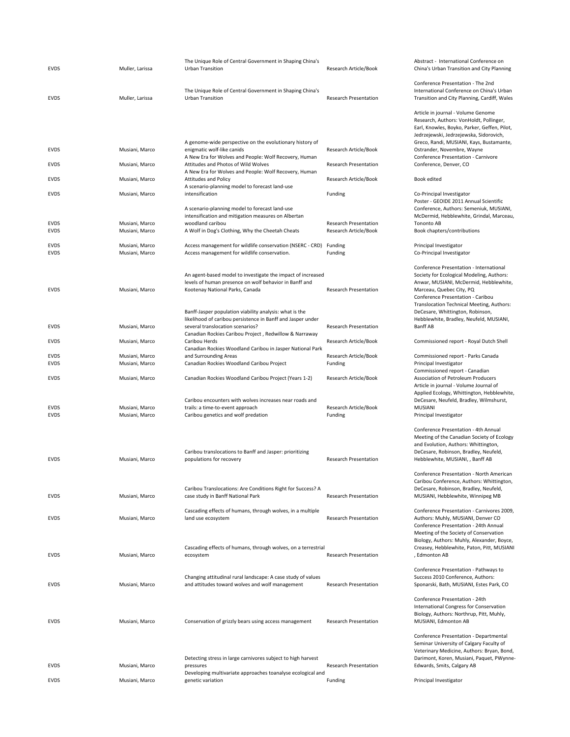| | | | | |
|---|---|---|---|---|
| EVDS | Muller, Larissa | The Unique Role of Central Government in Shaping China's Urban Transition | Research Article/Book | Abstract - International Conference on China's Urban Transition and City Planning |
| EVDS | Muller, Larissa | The Unique Role of Central Government in Shaping China's Urban Transition | Research Presentation | Conference Presentation - The 2nd International Conference on China's Urban Transition and City Planning, Cardiff, Wales |
| EVDS | Musiani, Marco | A genome-wide perspective on the evolutionary history of enigmatic wolf-like canids | Research Article/Book | Article in journal - Volume Genome Research, Authors: VonHoldt, Pollinger, Earl, Knowles, Boyko, Parker, Geffen, Pilot, Jedrzejewski, Jedrzejewska, Sidorovich, Greco, Randi, MUSIANI, Kays, Bustamante, Ostrander, Novembre, Wayne |
| EVDS | Musiani, Marco | A New Era for Wolves and People: Wolf Recovery, Human Attitudes and Photos of Wild Wolves | Research Presentation | Conference Presentation - Carnivore Conference, Denver, CO |
| EVDS | Musiani, Marco | A New Era for Wolves and People: Wolf Recovery, Human Attitudes and Policy | Research Article/Book | Book edited |
| EVDS | Musiani, Marco | A scenario-planning model to forecast land-use intensification | Funding | Co-Principal Investigator |
| EVDS | Musiani, Marco | A scenario-planning model to forecast land-use intensification and mitigation measures on Albertan woodland caribou | Research Presentation | Poster - GEOIDE 2011 Annual Scientific Conference, Authors: Semeniuk, MUSIANI, McDermid, Hebblewhite, Grindal, Marceau, Tononto AB |
| EVDS | Musiani, Marco | A Wolf in Dog's Clothing, Why the Cheetah Cheats | Research Article/Book | Book chapters/contributions |
| EVDS | Musiani, Marco | Access management for wildlife conservation (NSERC - CRD) | Funding | Principal Investigator |
| EVDS | Musiani, Marco | Access management for wildlife conservation. | Funding | Co-Principal Investigator |
| EVDS | Musiani, Marco | An agent-based model to investigate the impact of increased levels of human presence on wolf behavior in Banff and Kootenay National Parks, Canada | Research Presentation | Conference Presentation - International Society for Ecological Modeling, Authors: Anwar, MUSIANI, McDermid, Hebblewhite, Marceau, Quebec City, PQ |
| EVDS | Musiani, Marco | Banff-Jasper population viability analysis: what is the likelihood of caribou persistence in Banff and Jasper under several translocation scenarios? | Research Presentation | Conference Presentation - Caribou Translocation Technical Meeting, Authors: DeCesare, Whittington, Robinson, Hebblewhite, Bradley, Neufeld, MUSIANI, Banff AB |
| EVDS | Musiani, Marco | Canadian Rockies Caribou Project , Redwillow & Narraway Caribou Herds | Research Article/Book | Commissioned report - Royal Dutch Shell |
| EVDS | Musiani, Marco | Canadian Rockies Woodland Caribou in Jasper National Park and Surrounding Areas | Research Article/Book | Commissioned report - Parks Canada |
| EVDS | Musiani, Marco | Canadian Rockies Woodland Caribou Project | Funding | Principal Investigator |
| EVDS | Musiani, Marco | Canadian Rockies Woodland Caribou Project (Years 1-2) | Research Article/Book | Commissioned report - Canadian Association of Petroleum Producers |
| EVDS | Musiani, Marco | Caribou encounters with wolves increases near roads and trails: a time-to-event approach | Research Article/Book | Article in journal - Volume Journal of Applied Ecology, Whittington, Hebblewhite, DeCesare, Neufeld, Bradley, Wilmshurst, MUSIANI |
| EVDS | Musiani, Marco | Caribou genetics and wolf predation | Funding | Principal Investigator |
| EVDS | Musiani, Marco | Caribou translocations to Banff and Jasper: prioritizing populations for recovery | Research Presentation | Conference Presentation - 4th Annual Meeting of the Canadian Society of Ecology and Evolution, Authors: Whittington, DeCesare, Robinson, Bradley, Neufeld, Hebblewhite, MUSIANI, , Banff AB |
| EVDS | Musiani, Marco | Caribou Translocations: Are Conditions Right for Success? A case study in Banff National Park | Research Presentation | Conference Presentation - North American Caribou Conference, Authors: Whittington, DeCesare, Robinson, Bradley, Neufeld, MUSIANI, Hebblewhite, Winnipeg MB |
| EVDS | Musiani, Marco | Cascading effects of humans, through wolves, in a multiple land use ecosystem | Research Presentation | Conference Presentation - Carnivores 2009, Authors: Muhly, MUSIANI, Denver CO |
| EVDS | Musiani, Marco | Cascading effects of humans, through wolves, on a terrestrial ecosystem | Research Presentation | Conference Presentation - 24th Annual Meeting of the Society of Conservation Biology, Authors: Muhly, Alexander, Boyce, Creasey, Hebblewhite, Paton, Pitt, MUSIANI , Edmonton AB |
| EVDS | Musiani, Marco | Changing attitudinal rural landscape: A case study of values and attitudes toward wolves and wolf management | Research Presentation | Conference Presentation - Pathways to Success 2010 Conference, Authors: Sponarski, Bath, MUSIANI, Estes Park, CO |
| EVDS | Musiani, Marco | Conservation of grizzly bears using access management | Research Presentation | Conference Presentation - 24th International Congress for Conservation Biology, Authors: Northrup, Pitt, Muhly, MUSIANI, Edmonton AB |
| EVDS | Musiani, Marco | Detecting stress in large carnivores subject to high harvest pressures | Research Presentation | Conference Presentation - Departmental Seminar University of Calgary Faculty of Veterinary Medicine, Authors: Bryan, Bond, Darimont, Koren, Musiani, Paquet, PWynne-Edwards, Smits, Calgary AB |
| EVDS | Musiani, Marco | Developing multivariate approaches toanalyse ecological and genetic variation | Funding | Principal Investigator |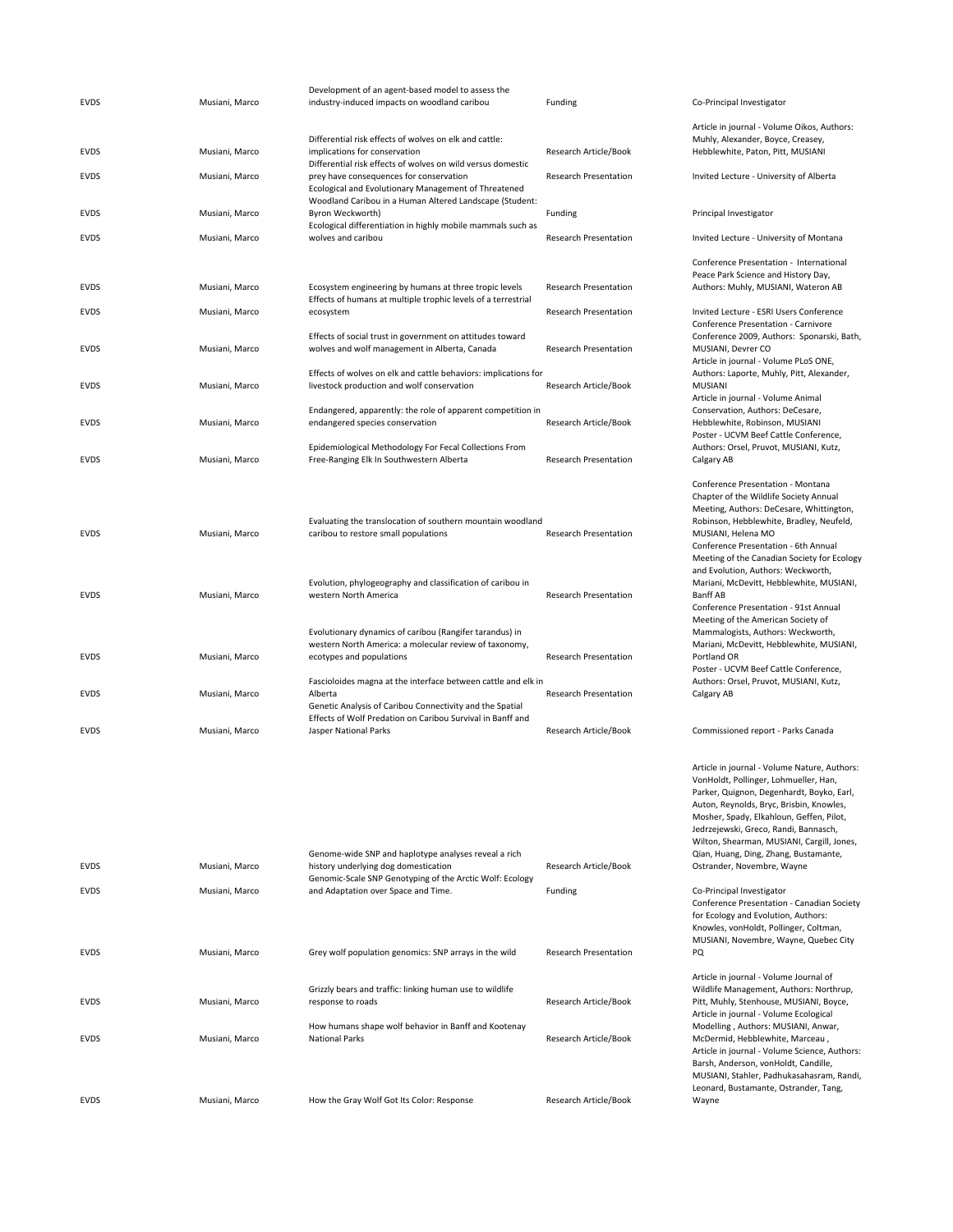| | | | | |
|---|---|---|---|---|
| EVDS | Musiani, Marco | Development of an agent-based model to assess the industry-induced impacts on woodland caribou | Funding | Co-Principal Investigator |
| EVDS | Musiani, Marco | Differential risk effects of wolves on elk and cattle: implications for conservation | Research Article/Book | Article in journal - Volume Oikos, Authors: Muhly, Alexander, Boyce, Creasey, Hebblewhite, Paton, Pitt, MUSIANI |
| EVDS | Musiani, Marco | Differential risk effects of wolves on wild versus domestic prey have consequences for conservation | Research Presentation | Invited Lecture - University of Alberta |
| EVDS | Musiani, Marco | Ecological and Evolutionary Management of Threatened Woodland Caribou in a Human Altered Landscape (Student: Byron Weckworth) | Funding | Principal Investigator |
| EVDS | Musiani, Marco | Ecological differentiation in highly mobile mammals such as wolves and caribou | Research Presentation | Invited Lecture - University of Montana |
| EVDS | Musiani, Marco | Ecosystem engineering by humans at three tropic levels | Research Presentation | Conference Presentation - International Peace Park Science and History Day, Authors: Muhly, MUSIANI, Wateron AB |
| EVDS | Musiani, Marco | Effects of humans at multiple trophic levels of a terrestrial ecosystem | Research Presentation | Invited Lecture - ESRI Users Conference |
| EVDS | Musiani, Marco | Effects of social trust in government on attitudes toward wolves and wolf management in Alberta, Canada | Research Presentation | Conference Presentation - Carnivore Conference 2009, Authors: Sponarski, Bath, MUSIANI, Devrer CO |
| EVDS | Musiani, Marco | Effects of wolves on elk and cattle behaviors: implications for livestock production and wolf conservation | Research Article/Book | Article in journal - Volume PLoS ONE, Authors: Laporte, Muhly, Pitt, Alexander, MUSIANI |
| EVDS | Musiani, Marco | Endangered, apparently: the role of apparent competition in endangered species conservation | Research Article/Book | Article in journal - Volume Animal Conservation, Authors: DeCesare, Hebblewhite, Robinson, MUSIANI |
| EVDS | Musiani, Marco | Epidemiological Methodology For Fecal Collections From Free-Ranging Elk In Southwestern Alberta | Research Presentation | Poster - UCVM Beef Cattle Conference, Authors: Orsel, Pruvot, MUSIANI, Kutz, Calgary AB |
| EVDS | Musiani, Marco | Evaluating the translocation of southern mountain woodland caribou to restore small populations | Research Presentation | Conference Presentation - Montana Chapter of the Wildlife Society Annual Meeting, Authors: DeCesare, Whittington, Robinson, Hebblewhite, Bradley, Neufeld, MUSIANI, Helena MO |
| EVDS | Musiani, Marco | Evolution, phylogeography and classification of caribou in western North America | Research Presentation | Conference Presentation - 6th Annual Meeting of the Canadian Society for Ecology and Evolution, Authors: Weckworth, Mariani, McDevitt, Hebblewhite, MUSIANI, Banff AB |
| EVDS | Musiani, Marco | Evolutionary dynamics of caribou (Rangifer tarandus) in western North America: a molecular review of taxonomy, ecotypes and populations | Research Presentation | Conference Presentation - 91st Annual Meeting of the American Society of Mammalogists, Authors: Weckworth, Mariani, McDevitt, Hebblewhite, MUSIANI, Portland OR |
| EVDS | Musiani, Marco | Fascioloides magna at the interface between cattle and elk in Alberta | Research Presentation | Poster - UCVM Beef Cattle Conference, Authors: Orsel, Pruvot, MUSIANI, Kutz, Calgary AB |
| EVDS | Musiani, Marco | Genetic Analysis of Caribou Connectivity and the Spatial Effects of Wolf Predation on Caribou Survival in Banff and Jasper National Parks | Research Article/Book | Commissioned report - Parks Canada |
| EVDS | Musiani, Marco | Genome-wide SNP and haplotype analyses reveal a rich history underlying dog domestication | Research Article/Book | Article in journal - Volume Nature, Authors: VonHoldt, Pollinger, Lohmueller, Han, Parker, Quignon, Degenhardt, Boyko, Earl, Auton, Reynolds, Bryc, Brisbin, Knowles, Mosher, Spady, Elkahloun, Geffen, Pilot, Jedrzejewski, Greco, Randi, Bannasch, Wilton, Shearman, MUSIANI, Cargill, Jones, Qian, Huang, Ding, Zhang, Bustamante, Ostrander, Novembre, Wayne |
| EVDS | Musiani, Marco | Genomic-Scale SNP Genotyping of the Arctic Wolf: Ecology and Adaptation over Space and Time. | Funding | Co-Principal Investigator |
| EVDS | Musiani, Marco | Grey wolf population genomics: SNP arrays in the wild | Research Presentation | Conference Presentation - Canadian Society for Ecology and Evolution, Authors: Knowles, vonHoldt, Pollinger, Coltman, MUSIANI, Novembre, Wayne, Quebec City PQ |
| EVDS | Musiani, Marco | Grizzly bears and traffic: linking human use to wildlife response to roads | Research Article/Book | Article in journal - Volume Journal of Wildlife Management, Authors: Northrup, Pitt, Muhly, Stenhouse, MUSIANI, Boyce, |
| EVDS | Musiani, Marco | How humans shape wolf behavior in Banff and Kootenay National Parks | Research Article/Book | Article in journal - Volume Ecological Modelling , Authors: MUSIANI, Anwar, McDermid, Hebblewhite, Marceau , |
| EVDS | Musiani, Marco | How the Gray Wolf Got Its Color: Response | Research Article/Book | Article in journal - Volume Science, Authors: Barsh, Anderson, vonHoldt, Candille, MUSIANI, Stahler, Padhukasahasram, Randi, Leonard, Bustamante, Ostrander, Tang, Wayne |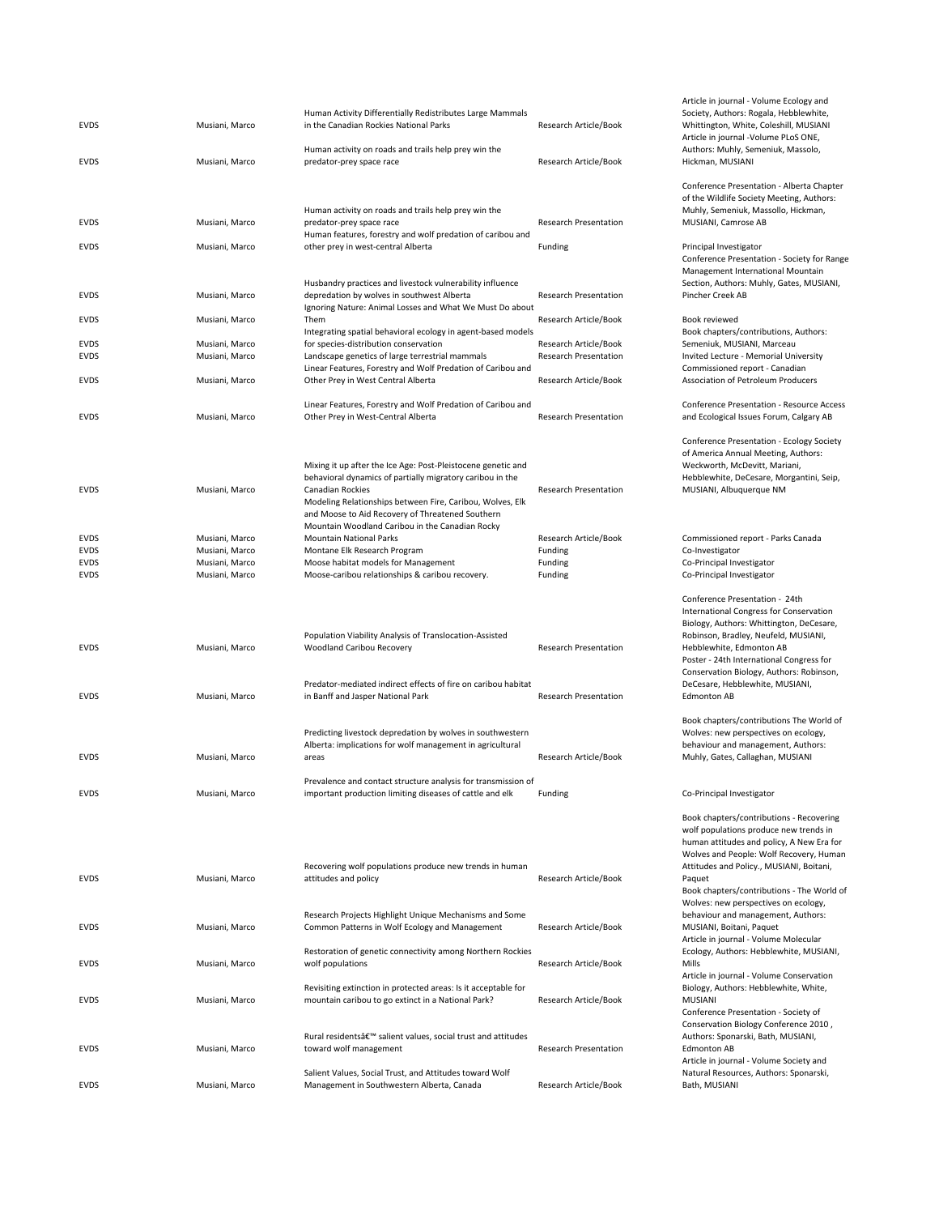| | | | | |
|---|---|---|---|---|
| EVDS | Musiani, Marco | Human Activity Differentially Redistributes Large Mammals in the Canadian Rockies National Parks | Research Article/Book | Article in journal - Volume Ecology and Society, Authors: Rogala, Hebblewhite, Whittington, White, Coleshill, MUSIANI |
| EVDS | Musiani, Marco | Human activity on roads and trails help prey win the predator-prey space race | Research Article/Book | Article in journal -Volume PLoS ONE, Authors: Muhly, Semeniuk, Massolo, Hickman, MUSIANI |
| EVDS | Musiani, Marco | Human activity on roads and trails help prey win the predator-prey space race | Research Presentation | Conference Presentation - Alberta Chapter of the Wildlife Society Meeting, Authors: Muhly, Semeniuk, Massollo, Hickman, MUSIANI, Camrose AB |
| EVDS | Musiani, Marco | Human features, forestry and wolf predation of caribou and other prey in west-central Alberta | Funding | Principal Investigator |
| EVDS | Musiani, Marco | Husbandry practices and livestock vulnerability influence depredation by wolves in southwest Alberta | Research Presentation | Conference Presentation - Society for Range Management International Mountain Section, Authors: Muhly, Gates, MUSIANI, Pincher Creek AB |
| EVDS | Musiani, Marco | Ignoring Nature: Animal Losses and What We Must Do about Them | Research Article/Book | Book reviewed |
| EVDS | Musiani, Marco | Integrating spatial behavioral ecology in agent-based models for species-distribution conservation | Research Article/Book | Book chapters/contributions, Authors: Semeniuk, MUSIANI, Marceau |
| EVDS | Musiani, Marco | Landscape genetics of large terrestrial mammals | Research Presentation | Invited Lecture - Memorial University |
| EVDS | Musiani, Marco | Linear Features, Forestry and Wolf Predation of Caribou and Other Prey in West Central Alberta | Research Article/Book | Commissioned report - Canadian Association of Petroleum Producers |
| EVDS | Musiani, Marco | Linear Features, Forestry and Wolf Predation of Caribou and Other Prey in West-Central Alberta | Research Presentation | Conference Presentation - Resource Access and Ecological Issues Forum, Calgary AB |
| EVDS | Musiani, Marco | Mixing it up after the Ice Age: Post-Pleistocene genetic and behavioral dynamics of partially migratory caribou in the Canadian Rockies | Research Presentation | Conference Presentation - Ecology Society of America Annual Meeting, Authors: Weckworth, McDevitt, Mariani, Hebblewhite, DeCesare, Morgantini, Seip, MUSIANI, Albuquerque NM |
| EVDS | Musiani, Marco | Modeling Relationships between Fire, Caribou, Wolves, Elk and Moose to Aid Recovery of Threatened Southern Mountain Woodland Caribou in the Canadian Rocky Mountain National Parks | Research Article/Book | Commissioned report - Parks Canada |
| EVDS | Musiani, Marco | Montane Elk Research Program | Funding | Co-Investigator |
| EVDS | Musiani, Marco | Moose habitat models for Management | Funding | Co-Principal Investigator |
| EVDS | Musiani, Marco | Moose-caribou relationships & caribou recovery. | Funding | Co-Principal Investigator |
| EVDS | Musiani, Marco | Population Viability Analysis of Translocation-Assisted Woodland Caribou Recovery | Research Presentation | Conference Presentation - 24th International Congress for Conservation Biology, Authors: Whittington, DeCesare, Robinson, Bradley, Neufeld, MUSIANI, Hebblewhite, Edmonton AB |
| EVDS | Musiani, Marco | Predator-mediated indirect effects of fire on caribou habitat in Banff and Jasper National Park | Research Presentation | Poster - 24th International Congress for Conservation Biology, Authors: Robinson, DeCesare, Hebblewhite, MUSIANI, Edmonton AB |
| EVDS | Musiani, Marco | Predicting livestock depredation by wolves in southwestern Alberta: implications for wolf management in agricultural areas | Research Article/Book | Book chapters/contributions The World of Wolves: new perspectives on ecology, behaviour and management, Authors: Muhly, Gates, Callaghan, MUSIANI |
| EVDS | Musiani, Marco | Prevalence and contact structure analysis for transmission of important production limiting diseases of cattle and elk | Funding | Co-Principal Investigator |
| EVDS | Musiani, Marco | Recovering wolf populations produce new trends in human attitudes and policy | Research Article/Book | Book chapters/contributions - Recovering wolf populations produce new trends in human attitudes and policy, A New Era for Wolves and People: Wolf Recovery, Human Attitudes and Policy., MUSIANI, Boitani, Paquet |
| EVDS | Musiani, Marco | Research Projects Highlight Unique Mechanisms and Some Common Patterns in Wolf Ecology and Management | Research Article/Book | Book chapters/contributions - The World of Wolves: new perspectives on ecology, behaviour and management, Authors: MUSIANI, Boitani, Paquet |
| EVDS | Musiani, Marco | Restoration of genetic connectivity among Northern Rockies wolf populations | Research Article/Book | Article in journal - Volume Molecular Ecology, Authors: Hebblewhite, MUSIANI, Mills |
| EVDS | Musiani, Marco | Revisiting extinction in protected areas: Is it acceptable for mountain caribou to go extinct in a National Park? | Research Article/Book | Article in journal - Volume Conservation Biology, Authors: Hebblewhite, White, MUSIANI |
| EVDS | Musiani, Marco | Rural residentsâ€™ salient values, social trust and attitudes toward wolf management | Research Presentation | Conference Presentation - Society of Conservation Biology Conference 2010 , Authors: Sponarski, Bath, MUSIANI, Edmonton AB |
| EVDS | Musiani, Marco | Salient Values, Social Trust, and Attitudes toward Wolf Management in Southwestern Alberta, Canada | Research Article/Book | Article in journal - Volume Society and Natural Resources, Authors: Sponarski, Bath, MUSIANI |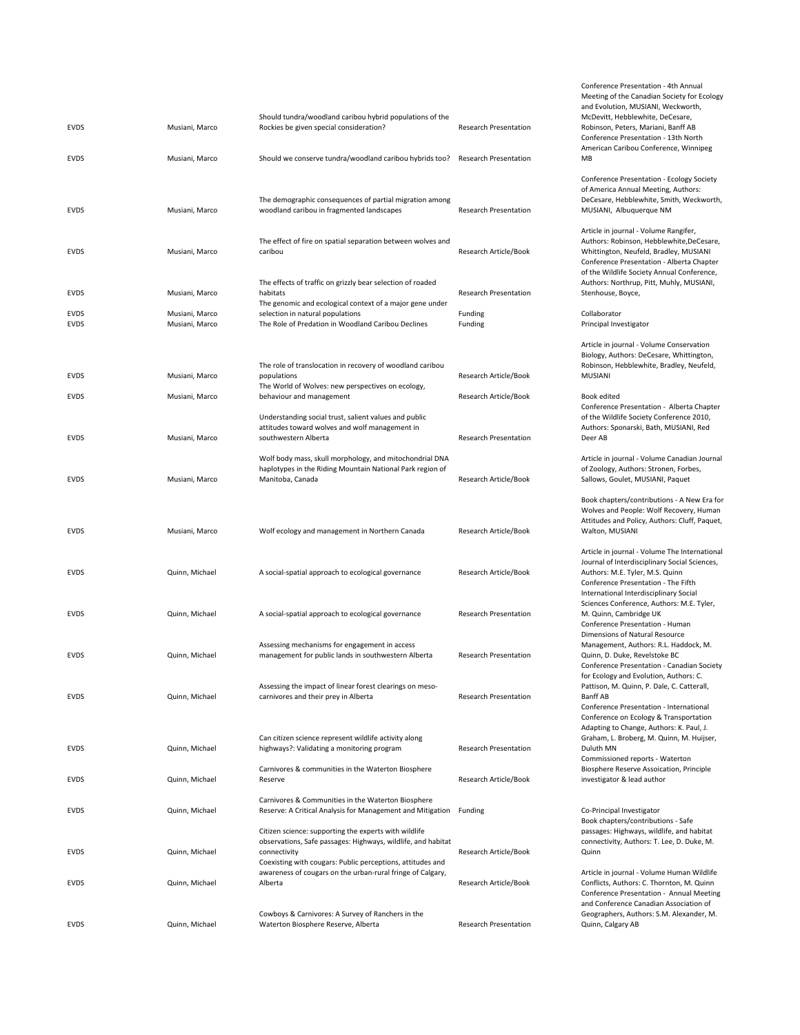| EVDS | Musiani, Marco | Should tundra/woodland caribou hybrid populations of the Rockies be given special consideration? | Research Presentation | Conference Presentation - 4th Annual Meeting of the Canadian Society for Ecology and Evolution, MUSIANI, Weckworth, McDevitt, Hebblewhite, DeCesare, Robinson, Peters, Mariani, Banff AB |
|---|---|---|---|---|
| EVDS | Musiani, Marco | Should we conserve tundra/woodland caribou hybrids too? | Research Presentation | Conference Presentation - 13th North American Caribou Conference, Winnipeg MB |
| EVDS | Musiani, Marco | The demographic consequences of partial migration among woodland caribou in fragmented landscapes | Research Presentation | Conference Presentation - Ecology Society of America Annual Meeting, Authors: DeCesare, Hebblewhite, Smith, Weckworth, MUSIANI, Albuquerque NM |
| EVDS | Musiani, Marco | The effect of fire on spatial separation between wolves and caribou | Research Article/Book | Article in journal - Volume Rangifer, Authors: Robinson, Hebblewhite,DeCesare, Whittington, Neufeld, Bradley, MUSIANI |
| EVDS | Musiani, Marco | The effects of traffic on grizzly bear selection of roaded habitats | Research Presentation | Conference Presentation - Alberta Chapter of the Wildlife Society Annual Conference, Authors: Northrup, Pitt, Muhly, MUSIANI, Stenhouse, Boyce, |
| EVDS | Musiani, Marco | The genomic and ecological context of a major gene under selection in natural populations | Funding | Collaborator |
| EVDS | Musiani, Marco | The Role of Predation in Woodland Caribou Declines | Funding | Principal Investigator |
| EVDS | Musiani, Marco | The role of translocation in recovery of woodland caribou populations | Research Article/Book | Article in journal - Volume Conservation Biology, Authors: DeCesare, Whittington, Robinson, Hebblewhite, Bradley, Neufeld, MUSIANI |
| EVDS | Musiani, Marco | The World of Wolves: new perspectives on ecology, behaviour and management | Research Article/Book | Book edited |
| EVDS | Musiani, Marco | Understanding social trust, salient values and public attitudes toward wolves and wolf management in southwestern Alberta | Research Presentation | Conference Presentation - Alberta Chapter of the Wildlife Society Conference 2010, Authors: Sponarski, Bath, MUSIANI, Red Deer AB |
| EVDS | Musiani, Marco | Wolf body mass, skull morphology, and mitochondrial DNA haplotypes in the Riding Mountain National Park region of Manitoba, Canada | Research Article/Book | Article in journal - Volume Canadian Journal of Zoology, Authors: Stronen, Forbes, Sallows, Goulet, MUSIANI, Paquet |
| EVDS | Musiani, Marco | Wolf ecology and management in Northern Canada | Research Article/Book | Book chapters/contributions - A New Era for Wolves and People: Wolf Recovery, Human Attitudes and Policy, Authors: Cluff, Paquet, Walton, MUSIANI |
| EVDS | Quinn, Michael | A social-spatial approach to ecological governance | Research Article/Book | Article in journal - Volume The International Journal of Interdisciplinary Social Sciences, Authors: M.E. Tyler, M.S. Quinn |
| EVDS | Quinn, Michael | A social-spatial approach to ecological governance | Research Presentation | Conference Presentation - The Fifth International Interdisciplinary Social Sciences Conference, Authors: M.E. Tyler, M. Quinn, Cambridge UK |
| EVDS | Quinn, Michael | Assessing mechanisms for engagement in access management for public lands in southwestern Alberta | Research Presentation | Conference Presentation - Human Dimensions of Natural Resource Management, Authors: R.L. Haddock, M. Quinn, D. Duke, Revelstoke BC |
| EVDS | Quinn, Michael | Assessing the impact of linear forest clearings on meso-carnivores and their prey in Alberta | Research Presentation | Conference Presentation - Canadian Society for Ecology and Evolution, Authors: C. Pattison, M. Quinn, P. Dale, C. Catterall, Banff AB |
| EVDS | Quinn, Michael | Can citizen science represent wildlife activity along highways?: Validating a monitoring program | Research Presentation | Conference Presentation - International Conference on Ecology & Transportation Adapting to Change, Authors: K. Paul, J. Graham, L. Broberg, M. Quinn, M. Huijser, Duluth MN |
| EVDS | Quinn, Michael | Carnivores & communities in the Waterton Biosphere Reserve | Research Article/Book | Commissioned reports - Waterton Biosphere Reserve Assoication, Principle investigator & lead author |
| EVDS | Quinn, Michael | Carnivores & Communities in the Waterton Biosphere Reserve: A Critical Analysis for Management and Mitigation | Funding | Co-Principal Investigator |
| EVDS | Quinn, Michael | Citizen science: supporting the experts with wildlife observations, Safe passages: Highways, wildlife, and habitat connectivity | Research Article/Book | Book chapters/contributions - Safe passages: Highways, wildlife, and habitat connectivity, Authors: T. Lee, D. Duke, M. Quinn |
| EVDS | Quinn, Michael | Coexisting with cougars: Public perceptions, attitudes and awareness of cougars on the urban-rural fringe of Calgary, Alberta | Research Article/Book | Article in journal - Volume Human Wildlife Conflicts, Authors: C. Thornton, M. Quinn |
| EVDS | Quinn, Michael | Cowboys & Carnivores: A Survey of Ranchers in the Waterton Biosphere Reserve, Alberta | Research Presentation | Conference Presentation - Annual Meeting and Conference Canadian Association of Geographers, Authors: S.M. Alexander, M. Quinn, Calgary AB |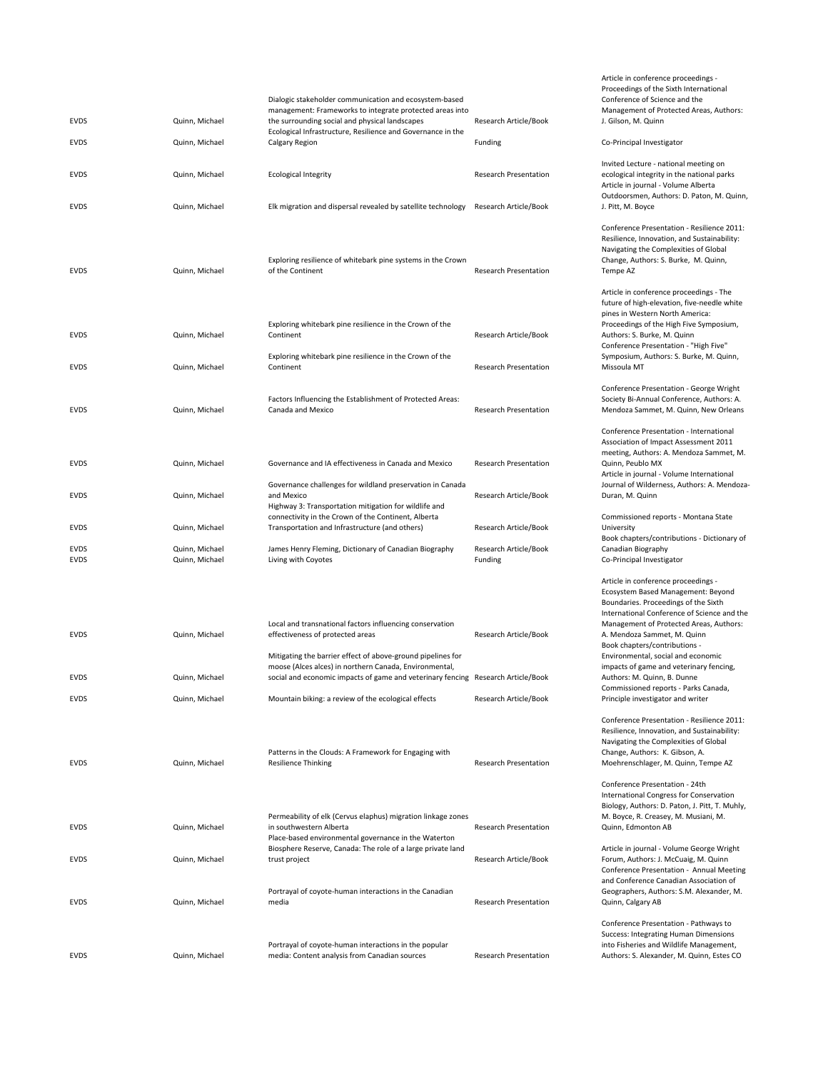| | | | | |
|---|---|---|---|---|
| EVDS | Quinn, Michael | Dialogic stakeholder communication and ecosystem-based management: Frameworks to integrate protected areas into the surrounding social and physical landscapes | Research Article/Book | Article in conference proceedings - Proceedings of the Sixth International Conference of Science and the Management of Protected Areas, Authors: J. Gilson, M. Quinn |
| EVDS | Quinn, Michael | Ecological Infrastructure, Resilience and Governance in the Calgary Region | Funding | Co-Principal Investigator |
| EVDS | Quinn, Michael | Ecological Integrity | Research Presentation | Invited Lecture - national meeting on ecological integrity in the national parks |
| EVDS | Quinn, Michael | Elk migration and dispersal revealed by satellite technology | Research Article/Book | Article in journal - Volume Alberta Outdoorsmen, Authors: D. Paton, M. Quinn, J. Pitt, M. Boyce |
| EVDS | Quinn, Michael | Exploring resilience of whitebark pine systems in the Crown of the Continent | Research Presentation | Conference Presentation - Resilience 2011: Resilience, Innovation, and Sustainability: Navigating the Complexities of Global Change, Authors: S. Burke, M. Quinn, Tempe AZ |
| EVDS | Quinn, Michael | Exploring whitebark pine resilience in the Crown of the Continent | Research Article/Book | Article in conference proceedings - The future of high-elevation, five-needle white pines in Western North America: Proceedings of the High Five Symposium, Authors: S. Burke, M. Quinn |
| EVDS | Quinn, Michael | Exploring whitebark pine resilience in the Crown of the Continent | Research Presentation | Conference Presentation - "High Five" Symposium, Authors: S. Burke, M. Quinn, Missoula MT |
| EVDS | Quinn, Michael | Factors Influencing the Establishment of Protected Areas: Canada and Mexico | Research Presentation | Conference Presentation - George Wright Society Bi-Annual Conference, Authors: A. Mendoza Sammet, M. Quinn, New Orleans |
| EVDS | Quinn, Michael | Governance and IA effectiveness in Canada and Mexico | Research Presentation | Conference Presentation - International Association of Impact Assessment 2011 meeting, Authors: A. Mendoza Sammet, M. Quinn, Peublo MX |
| EVDS | Quinn, Michael | Governance challenges for wildland preservation in Canada and Mexico | Research Article/Book | Article in journal - Volume International Journal of Wilderness, Authors: A. Mendoza-Duran, M. Quinn |
| EVDS | Quinn, Michael | Highway 3: Transportation mitigation for wildlife and connectivity in the Crown of the Continent, Alberta Transportation and Infrastructure (and others) | Research Article/Book | Commissioned reports - Montana State University |
| EVDS | Quinn, Michael | James Henry Fleming, Dictionary of Canadian Biography | Research Article/Book | Book chapters/contributions - Dictionary of Canadian Biography |
| EVDS | Quinn, Michael | Living with Coyotes | Funding | Co-Principal Investigator |
| EVDS | Quinn, Michael | Local and transnational factors influencing conservation effectiveness of protected areas | Research Article/Book | Article in conference proceedings - Ecosystem Based Management: Beyond Boundaries. Proceedings of the Sixth International Conference of Science and the Management of Protected Areas, Authors: A. Mendoza Sammet, M. Quinn |
| EVDS | Quinn, Michael | Mitigating the barrier effect of above-ground pipelines for moose (Alces alces) in northern Canada, Environmental, social and economic impacts of game and veterinary fencing | Research Article/Book | Book chapters/contributions - Environmental, social and economic impacts of game and veterinary fencing, Authors: M. Quinn, B. Dunne |
| EVDS | Quinn, Michael | Mountain biking: a review of the ecological effects | Research Article/Book | Commissioned reports - Parks Canada, Principle investigator and writer |
| EVDS | Quinn, Michael | Patterns in the Clouds: A Framework for Engaging with Resilience Thinking | Research Presentation | Conference Presentation - Resilience 2011: Resilience, Innovation, and Sustainability: Navigating the Complexities of Global Change, Authors: K. Gibson, A. Moehrenschlager, M. Quinn, Tempe AZ |
| EVDS | Quinn, Michael | Permeability of elk (Cervus elaphus) migration linkage zones in southwestern Alberta | Research Presentation | Conference Presentation - 24th International Congress for Conservation Biology, Authors: D. Paton, J. Pitt, T. Muhly, M. Boyce, R. Creasey, M. Musiani, M. Quinn, Edmonton AB |
| EVDS | Quinn, Michael | Place-based environmental governance in the Waterton Biosphere Reserve, Canada: The role of a large private land trust project | Research Article/Book | Article in journal - Volume George Wright Forum, Authors: J. McCuaig, M. Quinn |
| EVDS | Quinn, Michael | Portrayal of coyote-human interactions in the Canadian media | Research Presentation | Conference Presentation - Annual Meeting and Conference Canadian Association of Geographers, Authors: S.M. Alexander, M. Quinn, Calgary AB |
| EVDS | Quinn, Michael | Portrayal of coyote-human interactions in the popular media: Content analysis from Canadian sources | Research Presentation | Conference Presentation - Pathways to Success: Integrating Human Dimensions into Fisheries and Wildlife Management, Authors: S. Alexander, M. Quinn, Estes CO |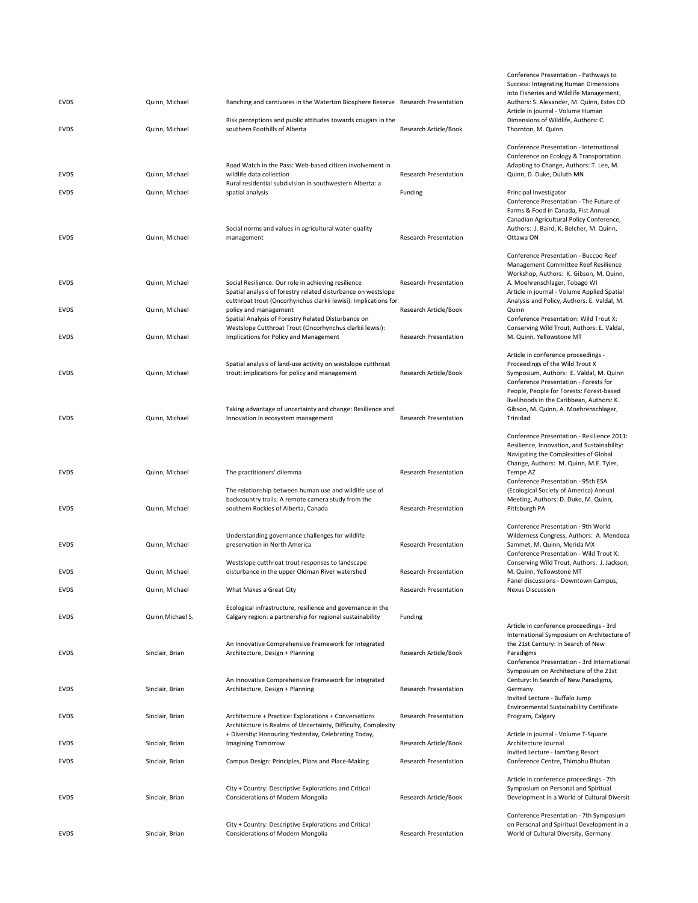| | | | | |
|---|---|---|---|---|
| EVDS | Quinn, Michael | Ranching and carnivores in the Waterton Biosphere Reserve | Research Presentation | Conference Presentation - Pathways to Success: Integrating Human Dimensions into Fisheries and Wildlife Management, Authors: S. Alexander, M. Quinn, Estes CO |
| EVDS | Quinn, Michael | Risk perceptions and public attitudes towards cougars in the southern Foothills of Alberta | Research Article/Book | Article in journal - Volume Human Dimensions of Wildlife, Authors: C. Thornton, M. Quinn |
| EVDS | Quinn, Michael | Road Watch in the Pass: Web-based citizen involvement in wildlife data collection | Research Presentation | Conference Presentation - International Conference on Ecology & Transportation Adapting to Change, Authors: T. Lee, M. Quinn, D. Duke, Duluth MN |
| EVDS | Quinn, Michael | Rural residential subdivision in southwestern Alberta: a spatial analysis | Funding | Principal Investigator |
| EVDS | Quinn, Michael | Social norms and values in agricultural water quality management | Research Presentation | Conference Presentation - The Future of Farms & Food in Canada, Fist Annual Canadian Agricultural Policy Conference, Authors: J. Baird, K. Belcher, M. Quinn, Ottawa ON |
| EVDS | Quinn, Michael | Social Resilience: Our role in achieving resilience | Research Presentation | Conference Presentation - Buccoo Reef Management Committee Reef Resilience Workshop, Authors: K. Gibson, M. Quinn, A. Moehrenschlager, Tobago WI |
| EVDS | Quinn, Michael | Spatial analysis of forestry related disturbance on westslope cutthroat trout (Oncorhynchus clarkii lewisi): Implications for policy and management | Research Article/Book | Article in journal - Volume Applied Spatial Analysis and Policy, Authors: E. Valdal, M. Quinn |
| EVDS | Quinn, Michael | Spatial Analysis of Forestry Related Disturbance on Westslope Cutthroat Trout (Oncorhynchus clarkii lewisi): Implications for Policy and Management | Research Presentation | Conference Presentation: Wild Trout X: Conserving Wild Trout, Authors: E. Valdal, M. Quinn, Yellowstone MT |
| EVDS | Quinn, Michael | Spatial analysis of land-use activity on westslope cutthroat trout: implications for policy and management | Research Article/Book | Article in conference proceedings - Proceedings of the Wild Trout X Symposium, Authors: E. Valdal, M. Quinn |
| EVDS | Quinn, Michael | Taking advantage of uncertainty and change: Resilience and Innovation in ecosystem management | Research Presentation | Conference Presentation - Forests for People, People for Forests: Forest-based livelihoods in the Caribbean, Authors: K. Gibson, M. Quinn, A. Moehrenschlager, Trinidad |
| EVDS | Quinn, Michael | The practitioners' dilemma | Research Presentation | Conference Presentation - Resilience 2011: Resilience, Innovation, and Sustainability: Navigating the Complexities of Global Change, Authors: M. Quinn, M.E. Tyler, Tempe AZ |
| EVDS | Quinn, Michael | The relationship between human use and wildlife use of backcountry trails: A remote camera study from the southern Rockies of Alberta, Canada | Research Presentation | Conference Presentation - 95th ESA (Ecological Society of America) Annual Meeting, Authors: D. Duke, M. Quinn, Pittsburgh PA |
| EVDS | Quinn, Michael | Understanding governance challenges for wildlife preservation in North America | Research Presentation | Conference Presentation - 9th World Wilderness Congress, Authors: A. Mendoza Sammet, M. Quinn, Merida MX |
| EVDS | Quinn, Michael | Westslope cutthroat trout responses to landscape disturbance in the upper Oldman River watershed | Research Presentation | Conference Presentation - Wild Trout X: Conserving Wild Trout, Authors: J. Jackson, M. Quinn, Yellowstone MT |
| EVDS | Quinn, Michael | What Makes a Great City | Research Presentation | Panel discussions - Downtown Campus, Nexus Discussion |
| EVDS | Quinn,Michael S. | Ecological infrastructure, resilience and governance in the Calgary region: a partnership for regional sustainability | Funding | |
| EVDS | Sinclair, Brian | An Innovative Comprehensive Framework for Integrated Architecture, Design + Planning | Research Article/Book | Article in conference proceedings - 3rd International Symposium on Architecture of the 21st Century: In Search of New Paradigms |
| EVDS | Sinclair, Brian | An Innovative Comprehensive Framework for Integrated Architecture, Design + Planning | Research Presentation | Conference Presentation - 3rd International Symposium on Architecture of the 21st Century: In Search of New Paradigms, Germany |
| EVDS | Sinclair, Brian | Architecture + Practice: Explorations + Conversations | Research Presentation | Invited Lecture - Buffalo Jump Environmental Sustainability Certificate Program, Calgary |
| EVDS | Sinclair, Brian | Architecture in Realms of Uncertainty, Difficulty, Complexity + Diversity: Honouring Yesterday, Celebrating Today, Imagining Tomorrow | Research Article/Book | Article in journal - Volume T-Square Architecture Journal |
| EVDS | Sinclair, Brian | Campus Design: Principles, Plans and Place-Making | Research Presentation | Invited Lecture - JamYang Resort Conference Centre, Thimphu Bhutan |
| EVDS | Sinclair, Brian | City + Country: Descriptive Explorations and Critical Considerations of Modern Mongolia | Research Article/Book | Article in conference proceedings - 7th Symposium on Personal and Spiritual Development in a World of Cultural Diversit |
| EVDS | Sinclair, Brian | City + Country: Descriptive Explorations and Critical Considerations of Modern Mongolia | Research Presentation | Conference Presentation - 7th Symposium on Personal and Spiritual Development in a World of Cultural Diversity, Germany |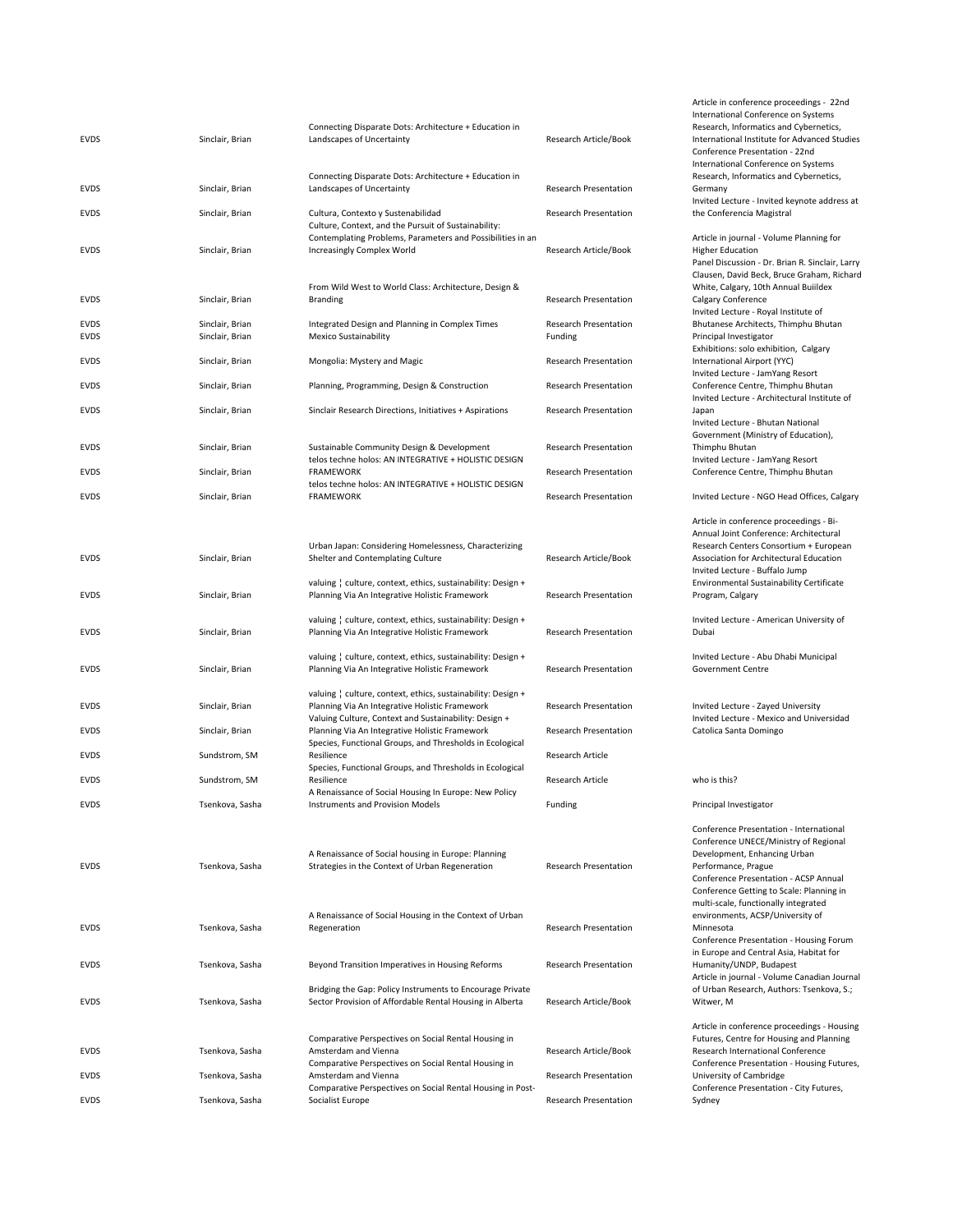| | | | | |
|---|---|---|---|---|
| EVDS | Sinclair, Brian | Connecting Disparate Dots: Architecture + Education in Landscapes of Uncertainty | Research Article/Book | Article in conference proceedings - 22nd International Conference on Systems Research, Informatics and Cybernetics, International Institute for Advanced Studies |
| EVDS | Sinclair, Brian | Connecting Disparate Dots: Architecture + Education in Landscapes of Uncertainty | Research Presentation | Conference Presentation - 22nd International Conference on Systems Research, Informatics and Cybernetics, Germany |
| EVDS | Sinclair, Brian | Cultura, Contexto y Sustenabilidad | Research Presentation | Invited Lecture - Invited keynote address at the Conferencia Magistral |
| EVDS | Sinclair, Brian | Culture, Context, and the Pursuit of Sustainability: Contemplating Problems, Parameters and Possibilities in an Increasingly Complex World | Research Article/Book | Article in journal - Volume Planning for Higher Education |
| EVDS | Sinclair, Brian | From Wild West to World Class: Architecture, Design & Branding | Research Presentation | Panel Discussion - Dr. Brian R. Sinclair, Larry Clausen, David Beck, Bruce Graham, Richard White, Calgary, 10th Annual Buiildex Calgary Conference |
| EVDS | Sinclair, Brian | Integrated Design and Planning in Complex Times | Research Presentation | Invited Lecture - Royal Institute of Bhutanese Architects, Thimphu Bhutan |
| EVDS | Sinclair, Brian | Mexico Sustainability | Funding | Principal Investigator |
| EVDS | Sinclair, Brian | Mongolia: Mystery and Magic | Research Presentation | Exhibitions: solo exhibition, Calgary International Airport (YYC) |
| EVDS | Sinclair, Brian | Planning, Programming, Design & Construction | Research Presentation | Invited Lecture - JamYang Resort Conference Centre, Thimphu Bhutan |
| EVDS | Sinclair, Brian | Sinclair Research Directions, Initiatives + Aspirations | Research Presentation | Invited Lecture - Architectural Institute of Japan |
| EVDS | Sinclair, Brian | Sustainable Community Design & Development | Research Presentation | Invited Lecture - Bhutan National Government (Ministry of Education), Thimphu Bhutan |
| EVDS | Sinclair, Brian | telos techne holos: AN INTEGRATIVE + HOLISTIC DESIGN FRAMEWORK | Research Presentation | Invited Lecture - JamYang Resort Conference Centre, Thimphu Bhutan |
| EVDS | Sinclair, Brian | telos techne holos: AN INTEGRATIVE + HOLISTIC DESIGN FRAMEWORK | Research Presentation | Invited Lecture - NGO Head Offices, Calgary |
| EVDS | Sinclair, Brian | Urban Japan: Considering Homelessness, Characterizing Shelter and Contemplating Culture | Research Article/Book | Article in conference proceedings - Bi-Annual Joint Conference: Architectural Research Centers Consortium + European Association for Architectural Education |
| EVDS | Sinclair, Brian | valuing ¦ culture, context, ethics, sustainability: Design + Planning Via An Integrative Holistic Framework | Research Presentation | Invited Lecture - Buffalo Jump Environmental Sustainability Certificate Program, Calgary |
| EVDS | Sinclair, Brian | valuing ¦ culture, context, ethics, sustainability: Design + Planning Via An Integrative Holistic Framework | Research Presentation | Invited Lecture - American University of Dubai |
| EVDS | Sinclair, Brian | valuing ¦ culture, context, ethics, sustainability: Design + Planning Via An Integrative Holistic Framework | Research Presentation | Invited Lecture - Abu Dhabi Municipal Government Centre |
| EVDS | Sinclair, Brian | valuing ¦ culture, context, ethics, sustainability: Design + Planning Via An Integrative Holistic Framework | Research Presentation | Invited Lecture - Zayed University |
| EVDS | Sinclair, Brian | Valuing Culture, Context and Sustainability: Design + Planning Via An Integrative Holistic Framework | Research Presentation | Invited Lecture - Mexico and Universidad Catolica Santa Domingo |
| EVDS | Sundstrom, SM | Species, Functional Groups, and Thresholds in Ecological Resilience | Research Article | |
| EVDS | Sundstrom, SM | Species, Functional Groups, and Thresholds in Ecological Resilience | Research Article | who is this? |
| EVDS | Tsenkova, Sasha | A Renaissance of Social Housing In Europe: New Policy Instruments and Provision Models | Funding | Principal Investigator |
| EVDS | Tsenkova, Sasha | A Renaissance of Social housing in Europe: Planning Strategies in the Context of Urban Regeneration | Research Presentation | Conference Presentation - International Conference UNECE/Ministry of Regional Development, Enhancing Urban Performance, Prague |
| EVDS | Tsenkova, Sasha | A Renaissance of Social Housing in the Context of Urban Regeneration | Research Presentation | Conference Presentation - ACSP Annual Conference Getting to Scale: Planning in multi-scale, functionally integrated environments, ACSP/University of Minnesota |
| EVDS | Tsenkova, Sasha | Beyond Transition Imperatives in Housing Reforms | Research Presentation | Conference Presentation - Housing Forum in Europe and Central Asia, Habitat for Humanity/UNDP, Budapest |
| EVDS | Tsenkova, Sasha | Bridging the Gap: Policy Instruments to Encourage Private Sector Provision of Affordable Rental Housing in Alberta | Research Article/Book | Article in journal - Volume Canadian Journal of Urban Research, Authors: Tsenkova, S.; Witwer, M |
| EVDS | Tsenkova, Sasha | Comparative Perspectives on Social Rental Housing in Amsterdam and Vienna | Research Article/Book | Article in conference proceedings - Housing Futures, Centre for Housing and Planning Research International Conference |
| EVDS | Tsenkova, Sasha | Comparative Perspectives on Social Rental Housing in Amsterdam and Vienna | Research Presentation | Conference Presentation - Housing Futures, University of Cambridge |
| EVDS | Tsenkova, Sasha | Comparative Perspectives on Social Rental Housing in Post-Socialist Europe | Research Presentation | Conference Presentation - City Futures, Sydney |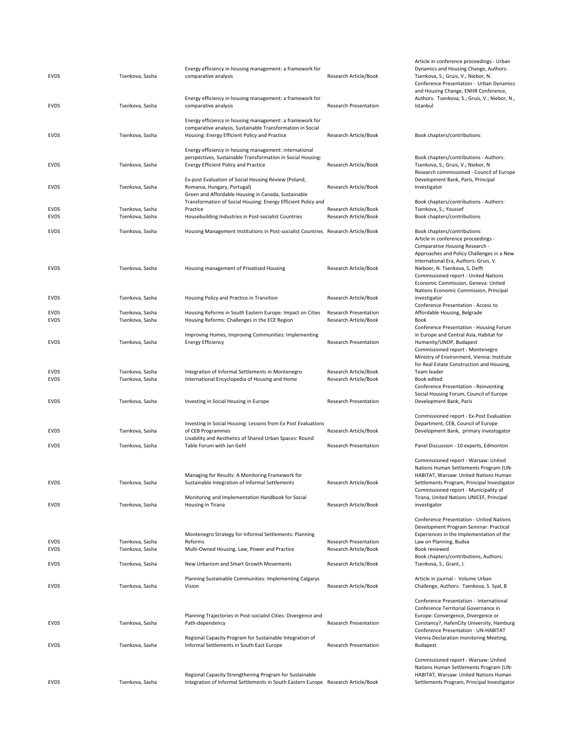| EVDS | Tsenkova, Sasha | Energy efficiency in housing management: a framework for comparative analysis | Research Article/Book | Article in conference proceedings - Urban Dynamics and Housing Change, Authors: Tsenkova, S.; Gruis, V.; Niebor, N. |
|---|---|---|---|---|
| EVDS | Tsenkova, Sasha | Energy efficiency in housing management: a framework for comparative analysis | Research Presentation | Conference Presentation - Urban Dynamics and Housing Change, ENHR Conference, Authors: Tsenkova, S.; Gruis, V.; Niebor, N., Istanbul |
| EVDS | Tsenkova, Sasha | Energy efficiency in housing management: a framework for comparative analysis, Sustainable Transformation in Social Housing: Energy Efficient Policy and Practice | Research Article/Book | Book chapters/contributions |
| EVDS | Tsenkova, Sasha | Energy efficiency in housing management: international perspectives, Sustainable Transformation in Social Housing: Energy Efficient Policy and Practice | Research Article/Book | Book chapters/contributions - Authors: Tsenkova, S.; Gruis, V.; Niebor, N |
| EVDS | Tsenkova, Sasha | Ex-post Evaluation of Social Housing Review (Poland, Romania, Hungary, Portugal) | Research Article/Book | Research commissioned - Council of Europe Development Bank, Paris, Principal Investigator |
| EVDS | Tsenkova, Sasha | Green and Affordable Housing in Canada, Sustainable Transformation of Social Housing: Energy Efficient Policy and Practice | Research Article/Book | Book chapters/contributions - Authors: Tsenkova, S.; Youssef |
| EVDS | Tsenkova, Sasha | Housebuilding Industries in Post-socialist Countries | Research Article/Book | Book chapters/contributions |
| EVDS | Tsenkova, Sasha | Housing Management Institutions in Post-socialist Countries | Research Article/Book | Book chapters/contributions |
| EVDS | Tsenkova, Sasha | Housing management of Privatised Housing | Research Article/Book | Article in conference proceedings - Comparative Housing Research - Approaches and Policy Challenges in a New International Era, Authors: Gruis, V. Nieboer, N. Tsenkova, S, Delft |
| EVDS | Tsenkova, Sasha | Housing Policy and Practice in Transition | Research Article/Book | Commissioned report - United Nations Economic Commission, Geneva: United Nations Economic Commission, Principal investigator |
| EVDS | Tsenkova, Sasha | Housing Reforms in South Eastern Europe: Impact on Cities | Research Presentation | Conference Presentation - Access to Affordable Housing, Belgrade |
| EVDS | Tsenkova, Sasha | Housing Reforms: Challenges in the ECE Region | Research Article/Book | Book |
| EVDS | Tsenkova, Sasha | Improving Homes, Improving Communities: Implementing Energy Efficiency | Research Presentation | Conference Presentation - Housing Forum in Europe and Central Asia, Habitat for Humanity/UNDP, Budapest |
| EVDS | Tsenkova, Sasha | Integration of Informal Settlements in Montenegro | Research Article/Book | Commissioned report - Montenegro Ministry of Environment, Vienna: Institute for Real Estate Construction and Housing, Team leader |
| EVDS | Tsenkova, Sasha | International Encyclopedia of Housing and Home | Research Article/Book | Book edited |
| EVDS | Tsenkova, Sasha | Investing in Social Housing in Europe | Research Presentation | Conference Presentation - Reinventing Social Housing Forum, Council of Europe Development Bank, Paris |
| EVDS | Tsenkova, Sasha | Investing in Social Housing: Lessons from Ex Post Evaluations of CEB Programmes | Research Article/Book | Commissioned report - Ex-Post Evaluation Department, CEB, Council of Europe Development Bank, primary investogator |
| EVDS | Tsenkova, Sasha | Livability and Aesthetics of Shared Urban Spaces: Round Table Forum with Jan Gehl | Research Presentation | Panel Discussion - 10 experts, Edmonton |
| EVDS | Tsenkova, Sasha | Managing for Results: A Monitoring Framework for Sustainable Integration of Informal Settlements | Research Article/Book | Commissioned report - Warsaw: United Nations Human Settlements Program (UN-HABITAT, Warsaw: United Nations Human Settlements Program, Principal Investigator |
| EVDS | Tsenkova, Sasha | Monitoring and Implementation Handbook for Social Housing in Tirana | Research Article/Book | Commissioned report - Municipality of Tirana, United Nations UNICEF, Principal investigator |
| EVDS | Tsenkova, Sasha | Montenegro Strategy for Informal Settlements: Planning Reforms | Research Presentation | Conference Presentation - United Nations Development Program Seminar: Practical Experiences in the Implementation of the Law on Planning, Budva |
| EVDS | Tsenkova, Sasha | Multi-Owned Housing. Law, Power and Practice | Research Article/Book | Book reviewed |
| EVDS | Tsenkova, Sasha | New Urbanism and Smart Growth Movements | Research Article/Book | Book chapters/contributions, Authors: Tsenkova, S., Grant, J. |
| EVDS | Tsenkova, Sasha | Planning Sustainable Communities: Implementing Calgarys Vision | Research Article/Book | Article in journal - Volume Urban Challenge, Authors: Tsenkova, S. Syal, B |
| EVDS | Tsenkova, Sasha | Planning Trajectories in Post-socialist Cities: Divergence and Path-dependency | Research Presentation | Conference Presentation - International Conference Territorial Governance in Europe: Convergence, Divergence or Constancy?, HafenCity University, Hamburg |
| EVDS | Tsenkova, Sasha | Regional Capacity Program for Sustainable Integration of Informal Settlements in South East Europe | Research Presentation | Conference Presentation - UN-HABITAT Vienna Declaration monitoring Meeting, Budapest |
| EVDS | Tsenkova, Sasha | Regional Capacity Strengthening Program for Sustainable Integration of Informal Settlements in South Eastern Europe | Research Article/Book | Commissioned report - Warsaw: United Nations Human Settlements Program (UN-HABITAT, Warsaw: United Nations Human Settlements Program, Principal Investigator |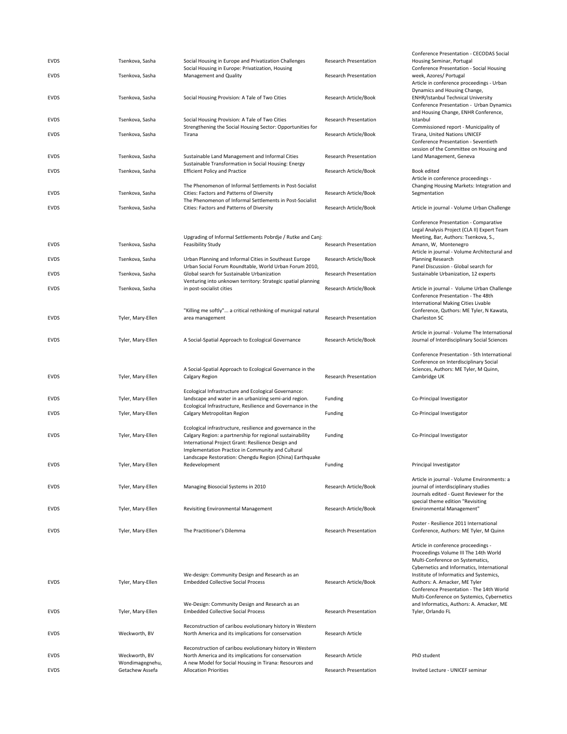| | | | | |
|---|---|---|---|---|
| EVDS | Tsenkova, Sasha | Social Housing in Europe and Privatization Challenges | Research Presentation | Conference Presentation - CECODAS Social Housing Seminar, Portugal |
| EVDS | Tsenkova, Sasha | Social Housing in Europe: Privatization, Housing Management and Quality | Research Presentation | Conference Presentation - Social Housing week, Azores/ Portugal |
| EVDS | Tsenkova, Sasha | Social Housing Provision: A Tale of Two Cities | Research Article/Book | Article in conference proceedings - Urban Dynamics and Housing Change, ENHR/Istanbul Technical University |
| EVDS | Tsenkova, Sasha | Social Housing Provision: A Tale of Two Cities | Research Presentation | Conference Presentation - Urban Dynamics and Housing Change, ENHR Conference, Istanbul |
| EVDS | Tsenkova, Sasha | Strengthening the Social Housing Sector: Opportunities for Tirana | Research Article/Book | Commissioned report - Municipality of Tirana, United Nations UNICEF |
| EVDS | Tsenkova, Sasha | Sustainable Land Management and Informal Cities | Research Presentation | Conference Presentation - Seventieth session of the Committee on Housing and Land Management, Geneva |
| EVDS | Tsenkova, Sasha | Sustainable Transformation in Social Housing: Energy Efficient Policy and Practice | Research Article/Book | Book edited |
| EVDS | Tsenkova, Sasha | The Phenomenon of Informal Settlements in Post-Socialist Cities: Factors and Patterns of Diversity | Research Article/Book | Article in conference proceedings - Changing Housing Markets: Integration and Segmentation |
| EVDS | Tsenkova, Sasha | The Phenomenon of Informal Settlements in Post-Socialist Cities: Factors and Patterns of Diversity | Research Article/Book | Article in journal - Volume Urban Challenge |
| EVDS | Tsenkova, Sasha | Upgrading of Informal Settlements Pobrdje / Rutke and Canj: Feasibility Study | Research Presentation | Conference Presentation - Comparative Legal Analysis Project (CLA II) Expert Team Meeting, Bar, Authors: Tsenkova, S., Amann, W, Montenegro |
| EVDS | Tsenkova, Sasha | Urban Planning and Informal Cities in Southeast Europe | Research Article/Book | Article in journal - Volume Architectural and Planning Research |
| EVDS | Tsenkova, Sasha | Urban Social Forum Roundtable, World Urban Forum 2010, Global search for Sustainable Urbanization | Research Presentation | Panel Discussion - Global search for Sustainable Urbanization, 12 experts |
| EVDS | Tsenkova, Sasha | Venturing into unknown territory: Strategic spatial planning in post-socialist cities | Research Article/Book | Article in journal - Volume Urban Challenge |
| EVDS | Tyler, Mary-Ellen | "Killing me softly"... a critical rethinking of municpal natural area management | Research Presentation | Conference Presentation - The 48th International Making Cities Livable Conference, Quthors: ME Tyler, N Kawata, Charleston SC |
| EVDS | Tyler, Mary-Ellen | A Social-Spatial Approach to Ecological Governance | Research Article/Book | Article in journal - Volume The International Journal of Interdisciplinary Social Sciences |
| EVDS | Tyler, Mary-Ellen | A Social-Spatial Approach to Ecological Governance in the Calgary Region | Research Presentation | Conference Presentation - 5th International Conference on Interdisciplinary Social Sciences, Authors: ME Tyler, M Quinn, Cambridge UK |
| EVDS | Tyler, Mary-Ellen | Ecological Infrastructure and Ecological Governance: landscape and water in an urbanizing semi-arid region. | Funding | Co-Principal Investigator |
| EVDS | Tyler, Mary-Ellen | Ecological Infrastructure, Resilience and Governance in the Calgary Metropolitan Region | Funding | Co-Principal Investigator |
| EVDS | Tyler, Mary-Ellen | Ecological infrastructure, resilience and governance in the Calgary Region: a partnership for regional sustainability | Funding | Co-Principal Investigator |
| EVDS | Tyler, Mary-Ellen | International Project Grant: Resilience Design and Implementation Practice in Community and Cultural Landscape Restoration: Chengdu Region (China) Earthquake Redevelopment | Funding | Principal Investigator |
| EVDS | Tyler, Mary-Ellen | Managing Biosocial Systems in 2010 | Research Article/Book | Article in journal - Volume Environments: a journal of interdisciplinary studies |
| EVDS | Tyler, Mary-Ellen | Revisiting Environmental Management | Research Article/Book | Journals edited - Guest Reviewer for the special theme edition "Revisiting Environmental Management" |
| EVDS | Tyler, Mary-Ellen | The Practitioner's Dilemma | Research Presentation | Poster - Resilience 2011 International Conference, Authors: ME Tyler, M Quinn |
| EVDS | Tyler, Mary-Ellen | We-design: Community Design and Research as an Embedded Collective Social Process | Research Article/Book | Article in conference proceedings - Proceedings Volume III The 14th World Multi-Conference on Systematics, Cybernetics and Informatics, International Institute of Informatics and Systemics, Authors: A. Amacker, ME Tyler |
| EVDS | Tyler, Mary-Ellen | We-Design: Community Design and Research as an Embedded Collective Social Process | Research Presentation | Conference Presentation - The 14th World Multi-Conference on Systemics, Cybernetics and Informatics, Authors: A. Amacker, ME Tyler, Orlando FL |
| EVDS | Weckworth, BV | Reconstruction of caribou evolutionary history in Western North America and its implications for conservation | Research Article | |
| EVDS | Weckworth, BV | Reconstruction of caribou evolutionary history in Western North America and its implications for conservation | Research Article | PhD student |
| EVDS | Wondimagegnehu, Getachew Assefa | A new Model for Social Housing in Tirana: Resources and Allocation Priorities | Research Presentation | Invited Lecture - UNICEF seminar |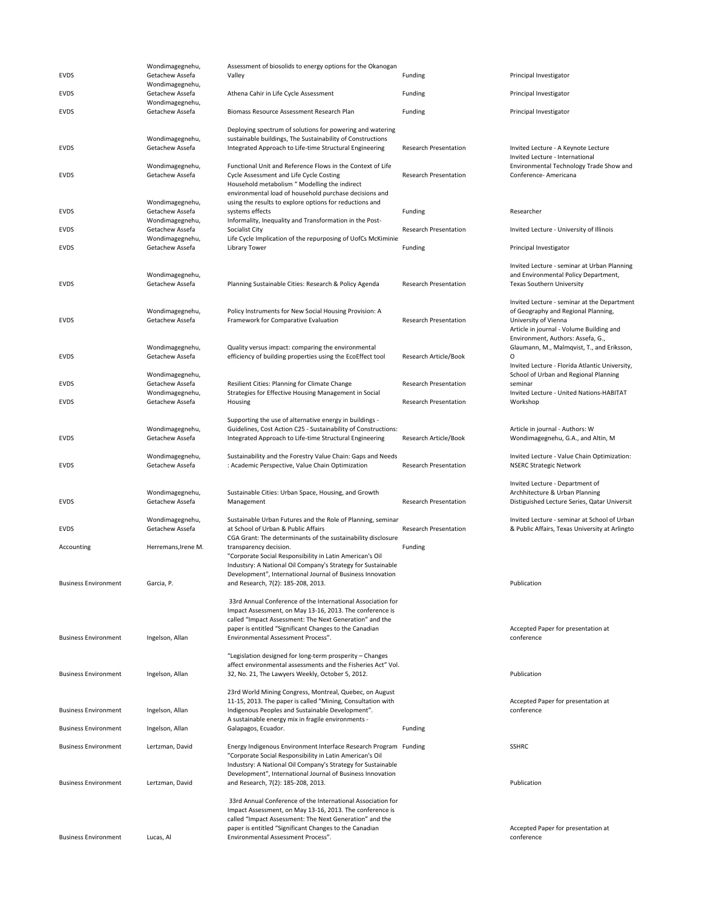| | | | | |
|---|---|---|---|---|
| EVDS | Wondimagegnehu, Getachew Assefa | Assessment of biosolids to energy options for the Okanogan Valley | Funding | Principal Investigator |
| EVDS | Wondimagegnehu, Getachew Assefa | Athena Cahir in Life Cycle Assessment | Funding | Principal Investigator |
| EVDS | Wondimagegnehu, Getachew Assefa | Biomass Resource Assessment Research Plan | Funding | Principal Investigator |
| EVDS | Wondimagegnehu, Getachew Assefa | Deploying spectrum of solutions for powering and watering sustainable buildings, The Sustainability of Constructions Integrated Approach to Life-time Structural Engineering | Research Presentation | Invited Lecture - A Keynote Lecture |
| EVDS | Wondimagegnehu, Getachew Assefa | Functional Unit and Reference Flows in the Context of Life Cycle Assessment and Life Cycle Costing | Research Presentation | Invited Lecture - International Environmental Technology Trade Show and Conference- Americana |
| EVDS | Wondimagegnehu, Getachew Assefa | Household metabolism " Modelling the indirect environmental load of household purchase decisions and using the results to explore options for reductions and systems effects | Funding | Researcher |
| EVDS | Wondimagegnehu, Getachew Assefa | Informality, Inequality and Transformation in the Post-Socialist City | Research Presentation | Invited Lecture - University of Illinois |
| EVDS | Wondimagegnehu, Getachew Assefa | Life Cycle Implication of the repurposing of UofCs McKiminie Library Tower | Funding | Principal Investigator |
| EVDS | Wondimagegnehu, Getachew Assefa | Planning Sustainable Cities: Research & Policy Agenda | Research Presentation | Invited Lecture - seminar at Urban Planning and Environmental Policy Department, Texas Southern University |
| EVDS | Wondimagegnehu, Getachew Assefa | Policy Instruments for New Social Housing Provision: A Framework for Comparative Evaluation | Research Presentation | Invited Lecture - seminar at the Department of Geography and Regional Planning, University of Vienna |
| EVDS | Wondimagegnehu, Getachew Assefa | Quality versus impact: comparing the environmental efficiency of building properties using the EcoEffect tool | Research Article/Book | Article in journal - Volume Building and Environment, Authors: Assefa, G., Glaumann, M., Malmqvist, T., and Eriksson, O |
| EVDS | Wondimagegnehu, Getachew Assefa | Resilient Cities: Planning for Climate Change | Research Presentation | Invited Lecture - Florida Atlantic University, School of Urban and Regional Planning seminar |
| EVDS | Wondimagegnehu, Getachew Assefa | Strategies for Effective Housing Management in Social Housing | Research Presentation | Invited Lecture - United Nations-HABITAT Workshop |
| EVDS | Wondimagegnehu, Getachew Assefa | Supporting the use of alternative energy in buildings - Guidelines, Cost Action C25 - Sustainability of Constructions: Integrated Approach to Life-time Structural Engineering | Research Article/Book | Article in journal - Authors: W Wondimagegnehu, G.A., and Altin, M |
| EVDS | Wondimagegnehu, Getachew Assefa | Sustainability and the Forestry Value Chain: Gaps and Needs : Academic Perspective, Value Chain Optimization | Research Presentation | Invited Lecture - Value Chain Optimization: NSERC Strategic Network |
| EVDS | Wondimagegnehu, Getachew Assefa | Sustainable Cities: Urban Space, Housing, and Growth Management | Research Presentation | Invited Lecture - Department of Archhitecture & Urban Planning Distiguished Lecture Series, Qatar Universit |
| EVDS | Wondimagegnehu, Getachew Assefa | Sustainable Urban Futures and the Role of Planning, seminar at School of Urban & Public Affairs | Research Presentation | Invited Lecture - seminar at School of Urban & Public Affairs, Texas University at Arlingto |
| Accounting | Herremans,Irene M. | CGA Grant: The determinants of the sustainability disclosure transparency decision. | Funding | |
| Business Environment | Garcia, P. | "Corporate Social Responsibility in Latin American's Oil Industsry: A National Oil Company's Strategy for Sustainable Development", International Journal of Business Innovation and Research, 7(2): 185-208, 2013. | | Publication |
| Business Environment | Ingelson, Allan | 33rd Annual Conference of the International Association for Impact Assessment, on May 13-16, 2013. The conference is called "Impact Assessment: The Next Generation" and the paper is entitled "Significant Changes to the Canadian Environmental Assessment Process". | | Accepted Paper for presentation at conference |
| Business Environment | Ingelson, Allan | "Legislation designed for long-term prosperity – Changes affect environmental assessments and the Fisheries Act" Vol. 32, No. 21, The Lawyers Weekly, October 5, 2012. | | Publication |
| Business Environment | Ingelson, Allan | 23rd World Mining Congress, Montreal, Quebec, on August 11-15, 2013. The paper is called "Mining, Consultation with Indigenous Peoples and Sustainable Development". | | Accepted Paper for presentation at conference |
| Business Environment | Ingelson, Allan | A sustainable energy mix in fragile environments - Galapagos, Ecuador. | Funding | |
| Business Environment | Lertzman, David | Energy Indigenous Environment Interface Research Program | Funding | SSHRC |
| Business Environment | Lertzman, David | "Corporate Social Responsibility in Latin American's Oil Industsry: A National Oil Company's Strategy for Sustainable Development", International Journal of Business Innovation and Research, 7(2): 185-208, 2013. | | Publication |
| Business Environment | Lucas, Al | 33rd Annual Conference of the International Association for Impact Assessment, on May 13-16, 2013. The conference is called "Impact Assessment: The Next Generation" and the paper is entitled "Significant Changes to the Canadian Environmental Assessment Process". | | Accepted Paper for presentation at conference |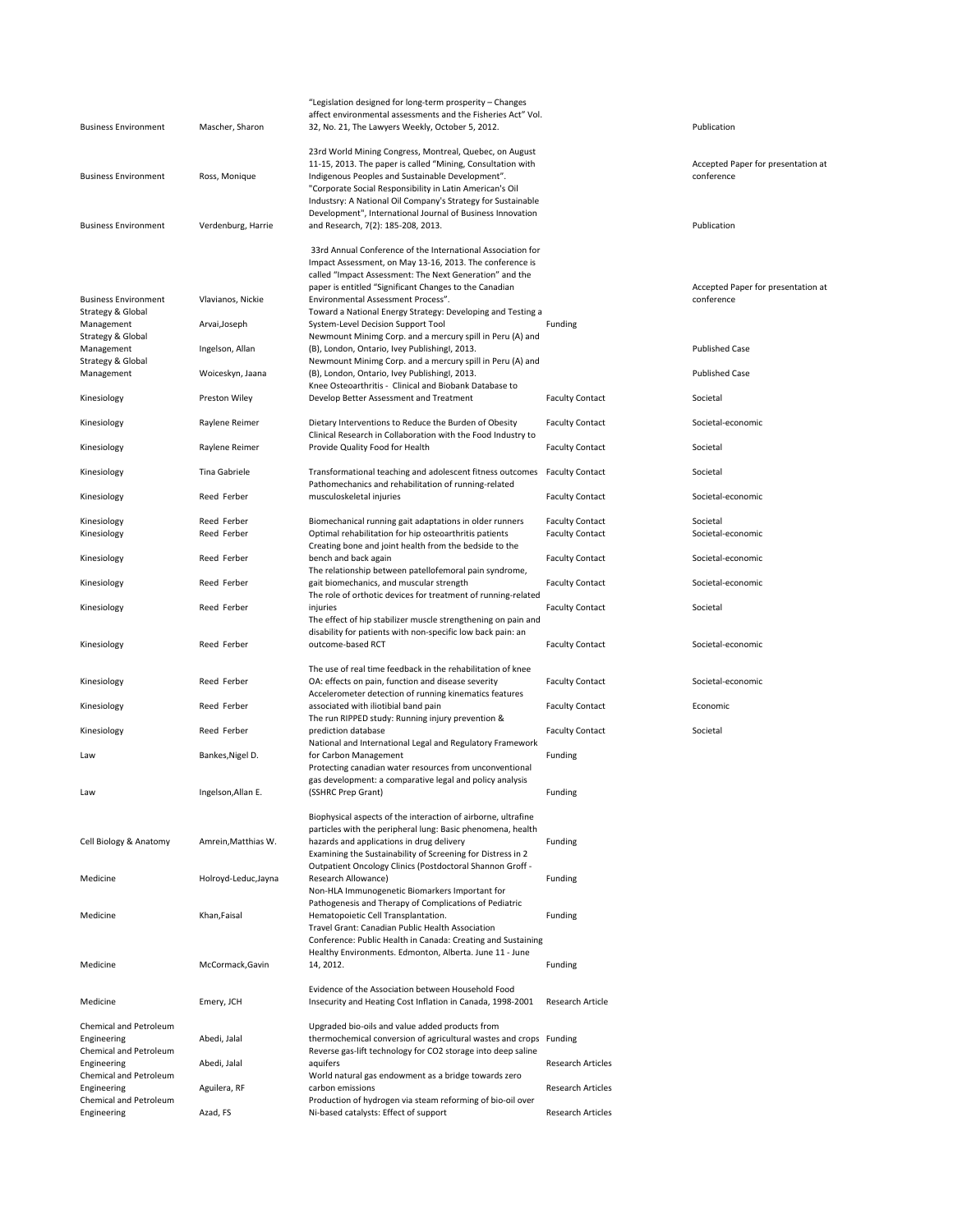| | | | | |
|---|---|---|---|---|
| Business Environment | Mascher, Sharon | "Legislation designed for long-term prosperity – Changes affect environmental assessments and the Fisheries Act" Vol. 32, No. 21, The Lawyers Weekly, October 5, 2012. | | Publication |
| Business Environment | Ross, Monique | 23rd World Mining Congress, Montreal, Quebec, on August 11-15, 2013. The paper is called "Mining, Consultation with Indigenous Peoples and Sustainable Development". | | Accepted Paper for presentation at conference |
| Business Environment | Verdenburg, Harrie | "Corporate Social Responsibility in Latin American's Oil Industsry: A National Oil Company's Strategy for Sustainable Development", International Journal of Business Innovation and Research, 7(2): 185-208, 2013. | | Publication |
| Business Environment | Vlavianos, Nickie | 33rd Annual Conference of the International Association for Impact Assessment, on May 13-16, 2013. The conference is called "Impact Assessment: The Next Generation" and the paper is entitled "Significant Changes to the Canadian Environmental Assessment Process". | | Accepted Paper for presentation at conference |
| Strategy & Global Management | Arvai,Joseph | Toward a National Energy Strategy: Developing and Testing a System-Level Decision Support Tool | Funding | |
| Strategy & Global Management | Ingelson, Allan | Newmount Minimg Corp. and a mercury spill in Peru (A) and (B), London, Ontario, Ivey PublishingI, 2013. | | Published Case |
| Strategy & Global Management | Woiceskyn, Jaana | Newmount Minimg Corp. and a mercury spill in Peru (A) and (B), London, Ontario, Ivey PublishingI, 2013. | | Published Case |
| Kinesiology | Preston Wiley | Knee Osteoarthritis - Clinical and Biobank Database to Develop Better Assessment and Treatment | Faculty Contact | Societal |
| Kinesiology | Raylene Reimer | Dietary Interventions to Reduce the Burden of Obesity | Faculty Contact | Societal-economic |
| Kinesiology | Raylene Reimer | Clinical Research in Collaboration with the Food Industry to Provide Quality Food for Health | Faculty Contact | Societal |
| Kinesiology | Tina Gabriele | Transformational teaching and adolescent fitness outcomes | Faculty Contact | Societal |
| Kinesiology | Reed Ferber | Pathomechanics and rehabilitation of running-related musculoskeletal injuries | Faculty Contact | Societal-economic |
| Kinesiology | Reed Ferber | Biomechanical running gait adaptations in older runners | Faculty Contact | Societal |
| Kinesiology | Reed Ferber | Optimal rehabilitation for hip osteoarthritis patients | Faculty Contact | Societal-economic |
| Kinesiology | Reed Ferber | Creating bone and joint health from the bedside to the bench and back again | Faculty Contact | Societal-economic |
| Kinesiology | Reed Ferber | The relationship between patellofemoral pain syndrome, gait biomechanics, and muscular strength | Faculty Contact | Societal-economic |
| Kinesiology | Reed Ferber | The role of orthotic devices for treatment of running-related injuries | Faculty Contact | Societal |
| Kinesiology | Reed Ferber | The effect of hip stabilizer muscle strengthening on pain and disability for patients with non-specific low back pain: an outcome-based RCT | Faculty Contact | Societal-economic |
| Kinesiology | Reed Ferber | The use of real time feedback in the rehabilitation of knee OA: effects on pain, function and disease severity | Faculty Contact | Societal-economic |
| Kinesiology | Reed Ferber | Accelerometer detection of running kinematics features associated with iliotibial band pain | Faculty Contact | Economic |
| Kinesiology | Reed Ferber | The run RIPPED study: Running injury prevention & prediction database | Faculty Contact | Societal |
| Law | Bankes,Nigel D. | National and International Legal and Regulatory Framework for Carbon Management | Funding | |
| Law | Ingelson,Allan E. | Protecting canadian water resources from unconventional gas development: a comparative legal and policy analysis (SSHRC Prep Grant) | Funding | |
| Cell Biology & Anatomy | Amrein,Matthias W. | Biophysical aspects of the interaction of airborne, ultrafine particles with the peripheral lung: Basic phenomena, health hazards and applications in drug delivery | Funding | |
| Medicine | Holroyd-Leduc,Jayna | Examining the Sustainability of Screening for Distress in 2 Outpatient Oncology Clinics (Postdoctoral Shannon Groff - Research Allowance) | Funding | |
| Medicine | Khan,Faisal | Non-HLA Immunogenetic Biomarkers Important for Pathogenesis and Therapy of Complications of Pediatric Hematopoietic Cell Transplantation. | Funding | |
| Medicine | McCormack,Gavin | Travel Grant: Canadian Public Health Association Conference: Public Health in Canada: Creating and Sustaining Healthy Environments. Edmonton, Alberta. June 11 - June 14, 2012. | Funding | |
| Medicine | Emery, JCH | Evidence of the Association between Household Food Insecurity and Heating Cost Inflation in Canada, 1998-2001 | Research Article | |
| Chemical and Petroleum Engineering | Abedi, Jalal | Upgraded bio-oils and value added products from thermochemical conversion of agricultural wastes and crops | Funding | |
| Chemical and Petroleum Engineering | Abedi, Jalal | Reverse gas-lift technology for CO2 storage into deep saline aquifers | Research Articles | |
| Chemical and Petroleum Engineering | Aguilera, RF | World natural gas endowment as a bridge towards zero carbon emissions | Research Articles | |
| Chemical and Petroleum Engineering | Azad, FS | Production of hydrogen via steam reforming of bio-oil over Ni-based catalysts: Effect of support | Research Articles | |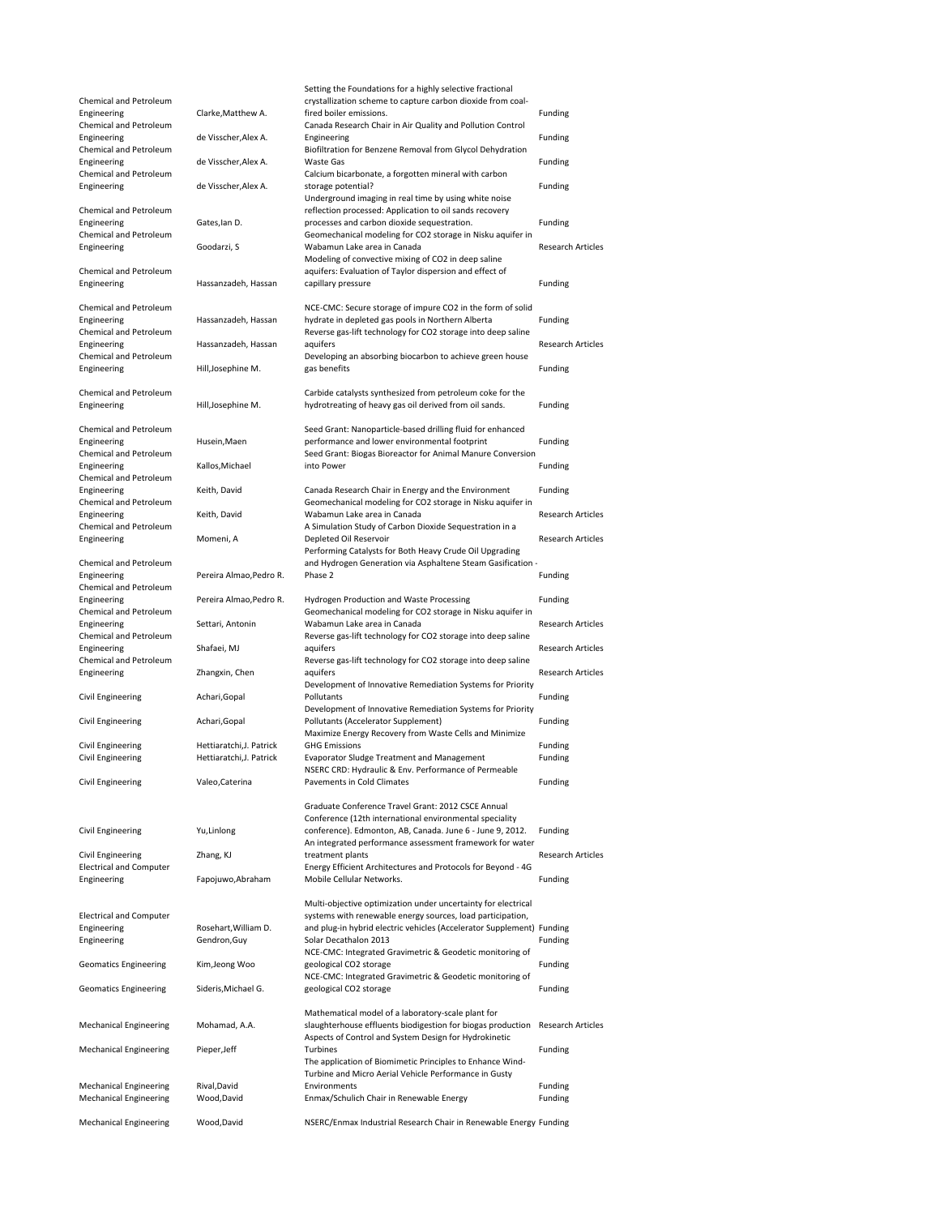| | | | |
|---|---|---|---|
| Chemical and Petroleum Engineering | Clarke,Matthew A. | Setting the Foundations for a highly selective fractional crystallization scheme to capture carbon dioxide from coal-fired boiler emissions. | Funding |
| Chemical and Petroleum Engineering | de Visscher,Alex A. | Canada Research Chair in Air Quality and Pollution Control Engineering | Funding |
| Chemical and Petroleum Engineering | de Visscher,Alex A. | Biofiltration for Benzene Removal from Glycol Dehydration Waste Gas | Funding |
| Chemical and Petroleum Engineering | de Visscher,Alex A. | Calcium bicarbonate, a forgotten mineral with carbon storage potential? | Funding |
| Chemical and Petroleum Engineering | Gates,Ian D. | Underground imaging in real time by using white noise reflection processed: Application to oil sands recovery processes and carbon dioxide sequestration. | Funding |
| Chemical and Petroleum Engineering | Goodarzi, S | Geomechanical modeling for CO2 storage in Nisku aquifer in Wabamun Lake area in Canada | Research Articles |
| Chemical and Petroleum Engineering | Hassanzadeh, Hassan | Modeling of convective mixing of CO2 in deep saline aquifers: Evaluation of Taylor dispersion and effect of capillary pressure | Funding |
| Chemical and Petroleum Engineering | Hassanzadeh, Hassan | NCE-CMC: Secure storage of impure CO2 in the form of solid hydrate in depleted gas pools in Northern Alberta | Funding |
| Chemical and Petroleum Engineering | Hassanzadeh, Hassan | Reverse gas-lift technology for CO2 storage into deep saline aquifers | Research Articles |
| Chemical and Petroleum Engineering | Hill,Josephine M. | Developing an absorbing biocarbon to achieve green house gas benefits | Funding |
| Chemical and Petroleum Engineering | Hill,Josephine M. | Carbide catalysts synthesized from petroleum coke for the hydrotreating of heavy gas oil derived from oil sands. | Funding |
| Chemical and Petroleum Engineering | Husein,Maen | Seed Grant: Nanoparticle-based drilling fluid for enhanced performance and lower environmental footprint | Funding |
| Chemical and Petroleum Engineering | Kallos,Michael | Seed Grant: Biogas Bioreactor for Animal Manure Conversion into Power | Funding |
| Chemical and Petroleum Engineering | Keith, David | Canada Research Chair in Energy and the Environment | Funding |
| Chemical and Petroleum Engineering | Keith, David | Geomechanical modeling for CO2 storage in Nisku aquifer in Wabamun Lake area in Canada | Research Articles |
| Chemical and Petroleum Engineering | Momeni, A | A Simulation Study of Carbon Dioxide Sequestration in a Depleted Oil Reservoir | Research Articles |
| Chemical and Petroleum Engineering | Pereira Almao,Pedro R. | Performing Catalysts for Both Heavy Crude Oil Upgrading and Hydrogen Generation via Asphaltene Steam Gasification - Phase 2 | Funding |
| Chemical and Petroleum Engineering | Pereira Almao,Pedro R. | Hydrogen Production and Waste Processing | Funding |
| Chemical and Petroleum Engineering | Settari, Antonin | Geomechanical modeling for CO2 storage in Nisku aquifer in Wabamun Lake area in Canada | Research Articles |
| Chemical and Petroleum Engineering | Shafaei, MJ | Reverse gas-lift technology for CO2 storage into deep saline aquifers | Research Articles |
| Chemical and Petroleum Engineering | Zhangxin, Chen | Reverse gas-lift technology for CO2 storage into deep saline aquifers | Research Articles |
| Civil Engineering | Achari,Gopal | Development of Innovative Remediation Systems for Priority Pollutants | Funding |
| Civil Engineering | Achari,Gopal | Development of Innovative Remediation Systems for Priority Pollutants (Accelerator Supplement) | Funding |
| Civil Engineering | Hettiaratchi,J. Patrick | Maximize Energy Recovery from Waste Cells and Minimize GHG Emissions | Funding |
| Civil Engineering | Hettiaratchi,J. Patrick | Evaporator Sludge Treatment and Management | Funding |
| Civil Engineering | Valeo,Caterina | NSERC CRD: Hydraulic & Env. Performance of Permeable Pavements in Cold Climates | Funding |
| Civil Engineering | Yu,Linlong | Graduate Conference Travel Grant: 2012 CSCE Annual Conference (12th international environmental speciality conference). Edmonton, AB, Canada. June 6 - June 9, 2012. | Funding |
| Civil Engineering | Zhang, KJ | An integrated performance assessment framework for water treatment plants | Research Articles |
| Electrical and Computer Engineering | Fapojuwo,Abraham | Energy Efficient Architectures and Protocols for Beyond - 4G Mobile Cellular Networks. | Funding |
| Electrical and Computer Engineering | Rosehart,William D. | Multi-objective optimization under uncertainty for electrical systems with renewable energy sources, load participation, and plug-in hybrid electric vehicles (Accelerator Supplement) | Funding |
| Engineering | Gendron,Guy | Solar Decathalon 2013 | Funding |
| Geomatics Engineering | Kim,Jeong Woo | NCE-CMC: Integrated Gravimetric & Geodetic monitoring of geological CO2 storage | Funding |
| Geomatics Engineering | Sideris,Michael G. | NCE-CMC: Integrated Gravimetric & Geodetic monitoring of geological CO2 storage | Funding |
| Mechanical Engineering | Mohamad, A.A. | Mathematical model of a laboratory-scale plant for slaughterhouse effluents biodigestion for biogas production | Research Articles |
| Mechanical Engineering | Pieper,Jeff | Aspects of Control and System Design for Hydrokinetic Turbines | Funding |
| Mechanical Engineering | Rival,David | The application of Biomimetic Principles to Enhance Wind-Turbine and Micro Aerial Vehicle Performance in Gusty Environments | Funding |
| Mechanical Engineering | Wood,David | Enmax/Schulich Chair in Renewable Energy | Funding |
| Mechanical Engineering | Wood,David | NSERC/Enmax Industrial Research Chair in Renewable Energy | Funding |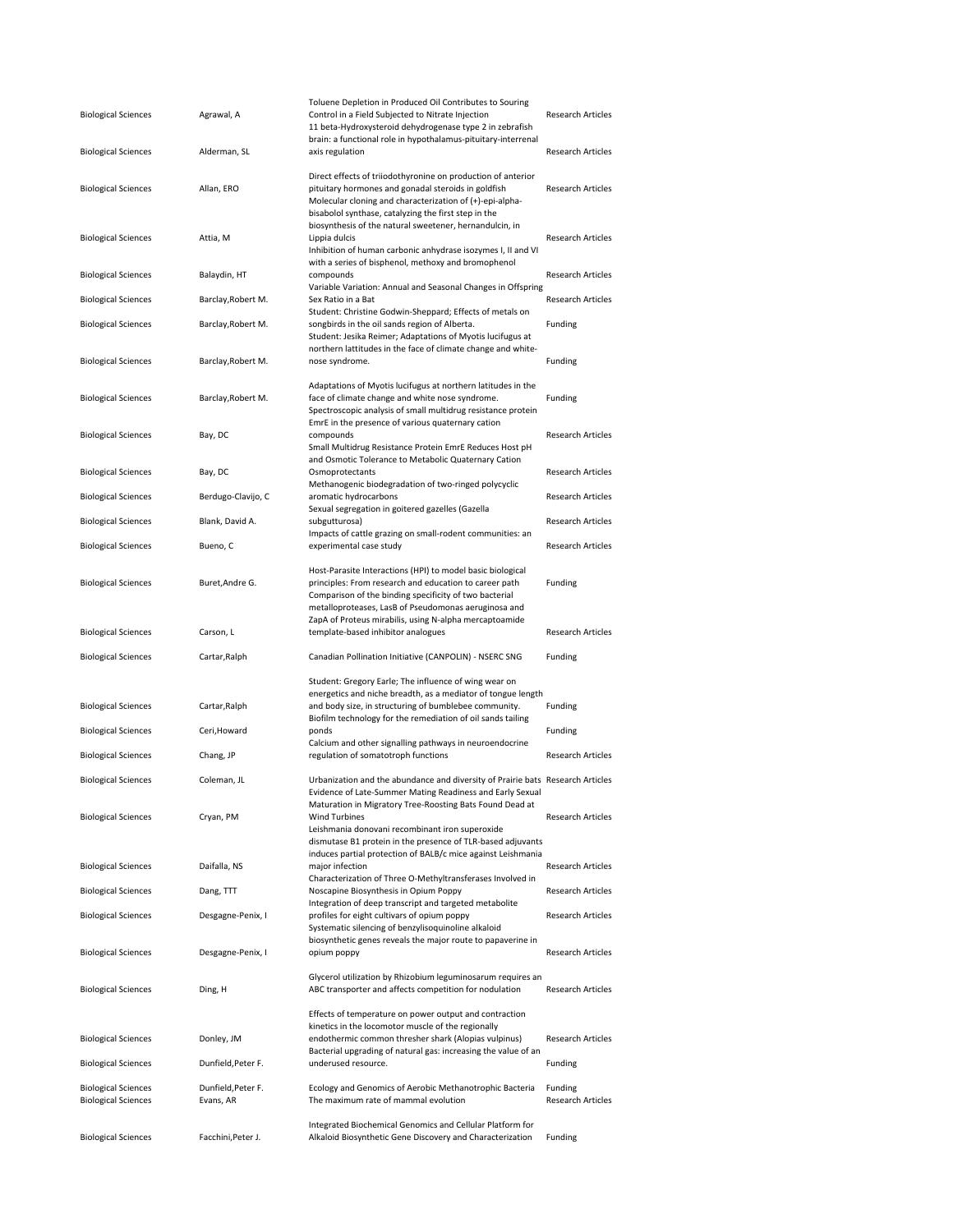| Biological Sciences | Agrawal, A | Toluene Depletion in Produced Oil Contributes to Souring Control in a Field Subjected to Nitrate Injection | Research Articles |
|---|---|---|---|
| Biological Sciences | Alderman, SL | 11 beta-Hydroxysteroid dehydrogenase type 2 in zebrafish brain: a functional role in hypothalamus-pituitary-interrenal axis regulation | Research Articles |
| Biological Sciences | Allan, ERO | Direct effects of triiodothyronine on production of anterior pituitary hormones and gonadal steroids in goldfish | Research Articles |
| Biological Sciences | Attia, M | Molecular cloning and characterization of (+)-epi-alpha-bisabolol synthase, catalyzing the first step in the biosynthesis of the natural sweetener, hernandulcin, in Lippia dulcis | Research Articles |
| Biological Sciences | Balaydin, HT | Inhibition of human carbonic anhydrase isozymes I, II and VI with a series of bisphenol, methoxy and bromophenol compounds | Research Articles |
| Biological Sciences | Barclay,Robert M. | Variable Variation: Annual and Seasonal Changes in Offspring Sex Ratio in a Bat | Research Articles |
| Biological Sciences | Barclay,Robert M. | Student: Christine Godwin-Sheppard; Effects of metals on songbirds in the oil sands region of Alberta. | Funding |
| Biological Sciences | Barclay,Robert M. | Student: Jesika Reimer; Adaptations of Myotis lucifugus at northern lattitudes in the face of climate change and white-nose syndrome. | Funding |
| Biological Sciences | Barclay,Robert M. | Adaptations of Myotis lucifugus at northern latitudes in the face of climate change and white nose syndrome. | Funding |
| Biological Sciences | Bay, DC | Spectroscopic analysis of small multidrug resistance protein EmrE in the presence of various quaternary cation compounds | Research Articles |
| Biological Sciences | Bay, DC | Small Multidrug Resistance Protein EmrE Reduces Host pH and Osmotic Tolerance to Metabolic Quaternary Cation Osmoprotectants | Research Articles |
| Biological Sciences | Berdugo-Clavijo, C | Methanogenic biodegradation of two-ringed polycyclic aromatic hydrocarbons | Research Articles |
| Biological Sciences | Blank, David A. | Sexual segregation in goitered gazelles (Gazella subgutturosa) | Research Articles |
| Biological Sciences | Bueno, C | Impacts of cattle grazing on small-rodent communities: an experimental case study | Research Articles |
| Biological Sciences | Buret,Andre G. | Host-Parasite Interactions (HPI) to model basic biological principles: From research and education to career path | Funding |
| Biological Sciences | Carson, L | Comparison of the binding specificity of two bacterial metalloproteases, LasB of Pseudomonas aeruginosa and ZapA of Proteus mirabilis, using N-alpha mercaptoamide template-based inhibitor analogues | Research Articles |
| Biological Sciences | Cartar,Ralph | Canadian Pollination Initiative (CANPOLIN) - NSERC SNG | Funding |
| Biological Sciences | Cartar,Ralph | Student: Gregory Earle; The influence of wing wear on energetics and niche breadth, as a mediator of tongue length and body size, in structuring of bumblebee community. | Funding |
| Biological Sciences | Ceri,Howard | Biofilm technology for the remediation of oil sands tailing ponds | Funding |
| Biological Sciences | Chang, JP | Calcium and other signalling pathways in neuroendocrine regulation of somatotroph functions | Research Articles |
| Biological Sciences | Coleman, JL | Urbanization and the abundance and diversity of Prairie bats | Research Articles |
| Biological Sciences | Cryan, PM | Evidence of Late-Summer Mating Readiness and Early Sexual Maturation in Migratory Tree-Roosting Bats Found Dead at Wind Turbines | Research Articles |
| Biological Sciences | Daifalla, NS | Leishmania donovani recombinant iron superoxide dismutase B1 protein in the presence of TLR-based adjuvants induces partial protection of BALB/c mice against Leishmania major infection | Research Articles |
| Biological Sciences | Dang, TTT | Characterization of Three O-Methyltransferases Involved in Noscapine Biosynthesis in Opium Poppy | Research Articles |
| Biological Sciences | Desgagne-Penix, I | Integration of deep transcript and targeted metabolite profiles for eight cultivars of opium poppy | Research Articles |
| Biological Sciences | Desgagne-Penix, I | Systematic silencing of benzylisoquinoline alkaloid biosynthetic genes reveals the major route to papaverine in opium poppy | Research Articles |
| Biological Sciences | Ding, H | Glycerol utilization by Rhizobium leguminosarum requires an ABC transporter and affects competition for nodulation | Research Articles |
| Biological Sciences | Donley, JM | Effects of temperature on power output and contraction kinetics in the locomotor muscle of the regionally endothermic common thresher shark (Alopias vulpinus) | Research Articles |
| Biological Sciences | Dunfield,Peter F. | Bacterial upgrading of natural gas: increasing the value of an underused resource. | Funding |
| Biological Sciences | Dunfield,Peter F. | Ecology and Genomics of Aerobic Methanotrophic Bacteria | Funding |
| Biological Sciences | Evans, AR | The maximum rate of mammal evolution | Research Articles |
| Biological Sciences | Facchini,Peter J. | Integrated Biochemical Genomics and Cellular Platform for Alkaloid Biosynthetic Gene Discovery and Characterization | Funding |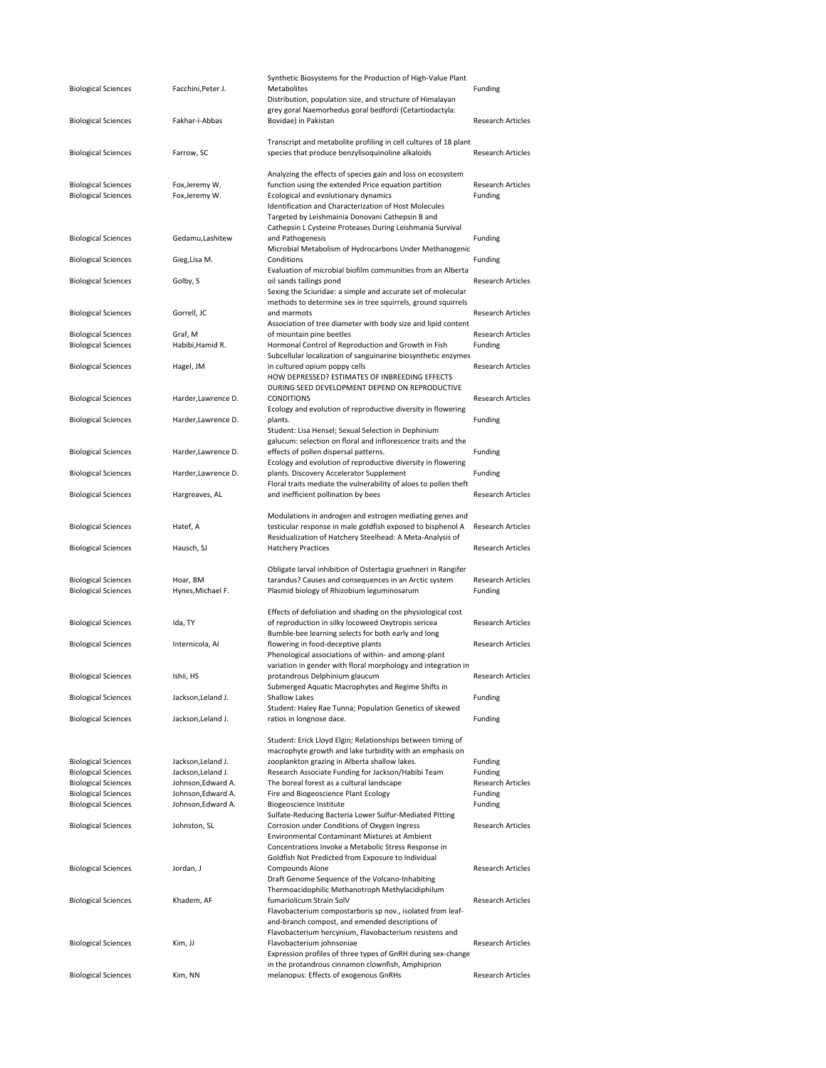| | | | |
|---|---|---|---|
| Biological Sciences | Facchini,Peter J. | Synthetic Biosystems for the Production of High-Value Plant Metabolites | Funding |
| Biological Sciences | Fakhar-i-Abbas | Distribution, population size, and structure of Himalayan grey goral Naemorhedus goral bedfordi (Cetartiodactyla: Bovidae) in Pakistan | Research Articles |
| Biological Sciences | Farrow, SC | Transcript and metabolite profiling in cell cultures of 18 plant species that produce benzylisoquinoline alkaloids | Research Articles |
| Biological Sciences | Fox,Jeremy W. | Analyzing the effects of species gain and loss on ecosystem function using the extended Price equation partition | Research Articles |
| Biological Sciences | Fox,Jeremy W. | Ecological and evolutionary dynamics | Funding |
| Biological Sciences | Gedamu,Lashitew | Identification and Characterization of Host Molecules Targeted by Leishmainia Donovani Cathepsin B and Cathepsin L Cysteine Proteases During Leishmania Survival and Pathogenesis | Funding |
| Biological Sciences | Gieg,Lisa M. | Microbial Metabolism of Hydrocarbons Under Methanogenic Conditions | Funding |
| Biological Sciences | Golby, S | Evaluation of microbial biofilm communities from an Alberta oil sands tailings pond | Research Articles |
| Biological Sciences | Gorrell, JC | Sexing the Sciuridae: a simple and accurate set of molecular methods to determine sex in tree squirrels, ground squirrels and marmots | Research Articles |
| Biological Sciences | Graf, M | Association of tree diameter with body size and lipid content of mountain pine beetles | Research Articles |
| Biological Sciences | Habibi,Hamid R. | Hormonal Control of Reproduction and Growth in Fish | Funding |
| Biological Sciences | Hagel, JM | Subcellular localization of sanguinarine biosynthetic enzymes in cultured opium poppy cells | Research Articles |
| Biological Sciences | Harder,Lawrence D. | HOW DEPRESSED? ESTIMATES OF INBREEDING EFFECTS DURING SEED DEVELOPMENT DEPEND ON REPRODUCTIVE CONDITIONS | Research Articles |
| Biological Sciences | Harder,Lawrence D. | Ecology and evolution of reproductive diversity in flowering plants. | Funding |
| Biological Sciences | Harder,Lawrence D. | Student: Lisa Hensel; Sexual Selection in Dephinium galucum: selection on floral and inflorescence traits and the effects of pollen dispersal patterns. | Funding |
| Biological Sciences | Harder,Lawrence D. | Ecology and evolution of reproductive diversity in flowering plants. Discovery Accelerator Supplement | Funding |
| Biological Sciences | Hargreaves, AL | Floral traits mediate the vulnerability of aloes to pollen theft and inefficient pollination by bees | Research Articles |
| Biological Sciences | Hatef, A | Modulations in androgen and estrogen mediating genes and testicular response in male goldfish exposed to bisphenol A | Research Articles |
| Biological Sciences | Hausch, SJ | Residualization of Hatchery Steelhead: A Meta-Analysis of Hatchery Practices | Research Articles |
| Biological Sciences | Hoar, BM | Obligate larval inhibition of Ostertagia gruehneri in Rangifer tarandus? Causes and consequences in an Arctic system | Research Articles |
| Biological Sciences | Hynes,Michael F. | Plasmid biology of Rhizobium leguminosarum | Funding |
| Biological Sciences | Ida, TY | Effects of defoliation and shading on the physiological cost of reproduction in silky locoweed Oxytropis sericea | Research Articles |
| Biological Sciences | Internicola, AI | Bumble-bee learning selects for both early and long flowering in food-deceptive plants | Research Articles |
| Biological Sciences | Ishii, HS | Phenological associations of within- and among-plant variation in gender with floral morphology and integration in protandrous Delphinium glaucum | Research Articles |
| Biological Sciences | Jackson,Leland J. | Submerged Aquatic Macrophytes and Regime Shifts in Shallow Lakes | Funding |
| Biological Sciences | Jackson,Leland J. | Student: Haley Rae Tunna; Population Genetics of skewed ratios in longnose dace. | Funding |
| Biological Sciences | Jackson,Leland J. | Student: Erick Lloyd Elgin; Relationships between timing of macrophyte growth and lake turbidity with an emphasis on zooplankton grazing in Alberta shallow lakes. | Funding |
| Biological Sciences | Jackson,Leland J. | Research Associate Funding for Jackson/Habibi Team | Funding |
| Biological Sciences | Johnson,Edward A. | The boreal forest as a cultural landscape | Research Articles |
| Biological Sciences | Johnson,Edward A. | Fire and Biogeoscience Plant Ecology | Funding |
| Biological Sciences | Johnson,Edward A. | Biogeoscience Institute | Funding |
| Biological Sciences | Johnston, SL | Sulfate-Reducing Bacteria Lower Sulfur-Mediated Pitting Corrosion under Conditions of Oxygen Ingress | Research Articles |
| Biological Sciences | Jordan, J | Environmental Contaminant Mixtures at Ambient Concentrations Invoke a Metabolic Stress Response in Goldfish Not Predicted from Exposure to Individual Compounds Alone | Research Articles |
| Biological Sciences | Khadem, AF | Draft Genome Sequence of the Volcano-Inhabiting Thermoacidophilic Methanotroph Methylacidiphilum fumariolicum Strain SolV | Research Articles |
| Biological Sciences | Kim, JJ | Flavobacterium compostarboris sp nov., isolated from leaf-and-branch compost, and emended descriptions of Flavobacterium hercynium, Flavobacterium resistens and Flavobacterium johnsoniae | Research Articles |
| Biological Sciences | Kim, NN | Expression profiles of three types of GnRH during sex-change in the protandrous cinnamon clownfish, Amphiprion melanopus: Effects of exogenous GnRHs | Research Articles |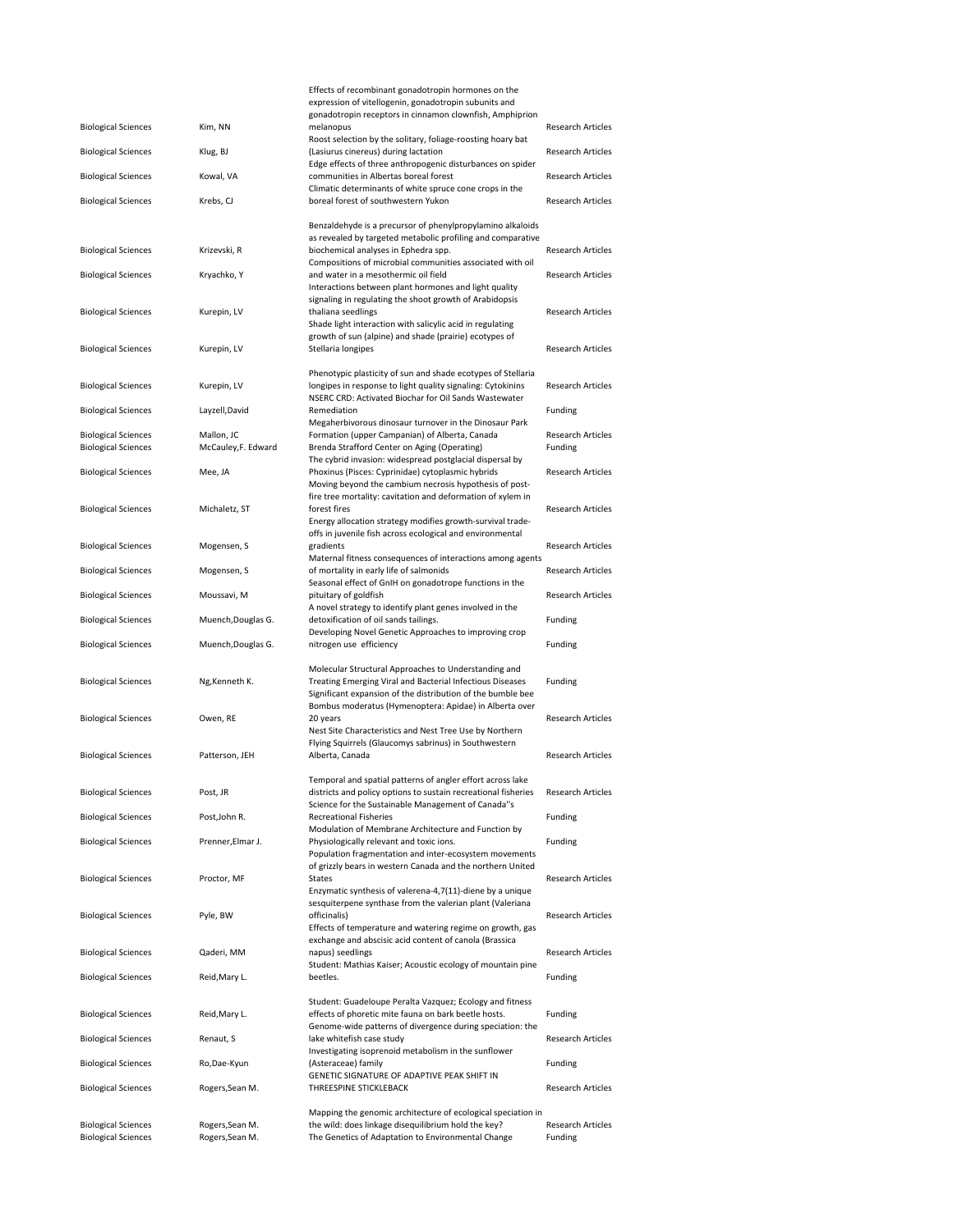| | | | |
|---|---|---|---|
| Biological Sciences | Kim, NN | Effects of recombinant gonadotropin hormones on the expression of vitellogenin, gonadotropin subunits and gonadotropin receptors in cinnamon clownfish, Amphiprion melanopus | Research Articles |
| Biological Sciences | Klug, BJ | Roost selection by the solitary, foliage-roosting hoary bat (Lasiurus cinereus) during lactation | Research Articles |
| Biological Sciences | Kowal, VA | Edge effects of three anthropogenic disturbances on spider communities in Albertas boreal forest | Research Articles |
| Biological Sciences | Krebs, CJ | Climatic determinants of white spruce cone crops in the boreal forest of southwestern Yukon | Research Articles |
| Biological Sciences | Krizevski, R | Benzaldehyde is a precursor of phenylpropylamino alkaloids as revealed by targeted metabolic profiling and comparative biochemical analyses in Ephedra spp. | Research Articles |
| Biological Sciences | Kryachko, Y | Compositions of microbial communities associated with oil and water in a mesothermic oil field | Research Articles |
| Biological Sciences | Kurepin, LV | Interactions between plant hormones and light quality signaling in regulating the shoot growth of Arabidopsis thaliana seedlings | Research Articles |
| Biological Sciences | Kurepin, LV | Shade light interaction with salicylic acid in regulating growth of sun (alpine) and shade (prairie) ecotypes of Stellaria longipes | Research Articles |
| Biological Sciences | Kurepin, LV | Phenotypic plasticity of sun and shade ecotypes of Stellaria longipes in response to light quality signaling: Cytokinins | Research Articles |
| Biological Sciences | Layzell,David | NSERC CRD: Activated Biochar for Oil Sands Wastewater Remediation | Funding |
| Biological Sciences | Mallon, JC | Megaherbivorous dinosaur turnover in the Dinosaur Park Formation (upper Campanian) of Alberta, Canada | Research Articles |
| Biological Sciences | McCauley,F. Edward | Brenda Strafford Center on Aging (Operating) | Funding |
| Biological Sciences | Mee, JA | The cybrid invasion: widespread postglacial dispersal by Phoxinus (Pisces: Cyprinidae) cytoplasmic hybrids | Research Articles |
| Biological Sciences | Michaletz, ST | Moving beyond the cambium necrosis hypothesis of post-fire tree mortality: cavitation and deformation of xylem in forest fires | Research Articles |
| Biological Sciences | Mogensen, S | Energy allocation strategy modifies growth-survival trade-offs in juvenile fish across ecological and environmental gradients | Research Articles |
| Biological Sciences | Mogensen, S | Maternal fitness consequences of interactions among agents of mortality in early life of salmonids | Research Articles |
| Biological Sciences | Moussavi, M | Seasonal effect of GnIH on gonadotrope functions in the pituitary of goldfish | Research Articles |
| Biological Sciences | Muench,Douglas G. | A novel strategy to identify plant genes involved in the detoxification of oil sands tailings. | Funding |
| Biological Sciences | Muench,Douglas G. | Developing Novel Genetic Approaches to improving crop nitrogen use efficiency | Funding |
| Biological Sciences | Ng,Kenneth K. | Molecular Structural Approaches to Understanding and Treating Emerging Viral and Bacterial Infectious Diseases | Funding |
| Biological Sciences | Owen, RE | Significant expansion of the distribution of the bumble bee Bombus moderatus (Hymenoptera: Apidae) in Alberta over 20 years | Research Articles |
| Biological Sciences | Patterson, JEH | Nest Site Characteristics and Nest Tree Use by Northern Flying Squirrels (Glaucomys sabrinus) in Southwestern Alberta, Canada | Research Articles |
| Biological Sciences | Post, JR | Temporal and spatial patterns of angler effort across lake districts and policy options to sustain recreational fisheries | Research Articles |
| Biological Sciences | Post,John R. | Science for the Sustainable Management of Canada''s Recreational Fisheries | Funding |
| Biological Sciences | Prenner,Elmar J. | Modulation of Membrane Architecture and Function by Physiologically relevant and toxic ions. | Funding |
| Biological Sciences | Proctor, MF | Population fragmentation and inter-ecosystem movements of grizzly bears in western Canada and the northern United States | Research Articles |
| Biological Sciences | Pyle, BW | Enzymatic synthesis of valerena-4,7(11)-diene by a unique sesquiterpene synthase from the valerian plant (Valeriana officinalis) | Research Articles |
| Biological Sciences | Qaderi, MM | Effects of temperature and watering regime on growth, gas exchange and abscisic acid content of canola (Brassica napus) seedlings | Research Articles |
| Biological Sciences | Reid,Mary L. | Student: Mathias Kaiser; Acoustic ecology of mountain pine beetles. | Funding |
| Biological Sciences | Reid,Mary L. | Student: Guadeloupe Peralta Vazquez; Ecology and fitness effects of phoretic mite fauna on bark beetle hosts. | Funding |
| Biological Sciences | Renaut, S | Genome-wide patterns of divergence during speciation: the lake whitefish case study | Research Articles |
| Biological Sciences | Ro,Dae-Kyun | Investigating isoprenoid metabolism in the sunflower (Asteraceae) family | Funding |
| Biological Sciences | Rogers,Sean M. | GENETIC SIGNATURE OF ADAPTIVE PEAK SHIFT IN THREESPINE STICKLEBACK | Research Articles |
| Biological Sciences | Rogers,Sean M. | Mapping the genomic architecture of ecological speciation in the wild: does linkage disequilibrium hold the key? | Research Articles |
| Biological Sciences | Rogers,Sean M. | The Genetics of Adaptation to Environmental Change | Funding |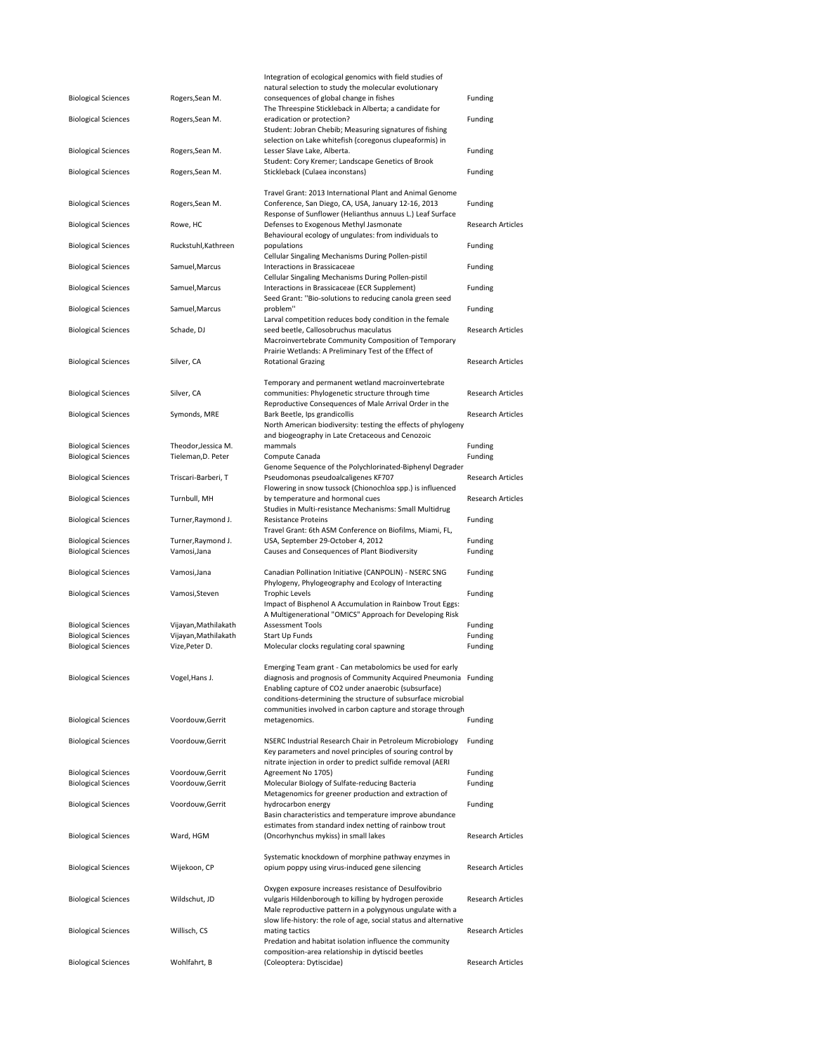| | | | |
|---|---|---|---|
| Biological Sciences | Rogers,Sean M. | Integration of ecological genomics with field studies of natural selection to study the molecular evolutionary consequences of global change in fishes | Funding |
| Biological Sciences | Rogers,Sean M. | The Threespine Stickleback in Alberta; a candidate for eradication or protection? | Funding |
| Biological Sciences | Rogers,Sean M. | Student: Jobran Chebib; Measuring signatures of fishing selection on Lake whitefish (coregonus clupeaformis) in Lesser Slave Lake, Alberta. | Funding |
| Biological Sciences | Rogers,Sean M. | Student: Cory Kremer; Landscape Genetics of Brook Stickleback (Culaea inconstans) | Funding |
| Biological Sciences | Rogers,Sean M. | Travel Grant: 2013 International Plant and Animal Genome Conference, San Diego, CA, USA, January 12-16, 2013 | Funding |
| Biological Sciences | Rowe, HC | Response of Sunflower (Helianthus annuus L.) Leaf Surface Defenses to Exogenous Methyl Jasmonate | Research Articles |
| Biological Sciences | Ruckstuhl,Kathreen | Behavioural ecology of ungulates: from individuals to populations | Funding |
| Biological Sciences | Samuel,Marcus | Cellular Singaling Mechanisms During Pollen-pistil Interactions in Brassicaceae | Funding |
| Biological Sciences | Samuel,Marcus | Cellular Singaling Mechanisms During Pollen-pistil Interactions in Brassicaceae (ECR Supplement) | Funding |
| Biological Sciences | Samuel,Marcus | Seed Grant: ''Bio-solutions to reducing canola green seed problem'' | Funding |
| Biological Sciences | Schade, DJ | Larval competition reduces body condition in the female seed beetle, Callosobruchus maculatus | Research Articles |
| Biological Sciences | Silver, CA | Macroinvertebrate Community Composition of Temporary Prairie Wetlands: A Preliminary Test of the Effect of Rotational Grazing | Research Articles |
| Biological Sciences | Silver, CA | Temporary and permanent wetland macroinvertebrate communities: Phylogenetic structure through time | Research Articles |
| Biological Sciences | Symonds, MRE | Reproductive Consequences of Male Arrival Order in the Bark Beetle, Ips grandicollis | Research Articles |
| Biological Sciences | Theodor,Jessica M. | North American biodiversity: testing the effects of phylogeny and biogeography in Late Cretaceous and Cenozoic mammals | Funding |
| Biological Sciences | Tieleman,D. Peter | Compute Canada | Funding |
| Biological Sciences | Triscari-Barberi, T | Genome Sequence of the Polychlorinated-Biphenyl Degrader Pseudomonas pseudoalcaligenes KF707 | Research Articles |
| Biological Sciences | Turnbull, MH | Flowering in snow tussock (Chionochloa spp.) is influenced by temperature and hormonal cues | Research Articles |
| Biological Sciences | Turner,Raymond J. | Studies in Multi-resistance Mechanisms: Small Multidrug Resistance Proteins | Funding |
| Biological Sciences | Turner,Raymond J. | Travel Grant: 6th ASM Conference on Biofilms, Miami, FL, USA, September 29-October 4, 2012 | Funding |
| Biological Sciences | Vamosi,Jana | Causes and Consequences of Plant Biodiversity | Funding |
| Biological Sciences | Vamosi,Jana | Canadian Pollination Initiative (CANPOLIN) - NSERC SNG | Funding |
| Biological Sciences | Vamosi,Steven | Phylogeny, Phylogeography and Ecology of Interacting Trophic Levels | Funding |
| Biological Sciences | Vijayan,Mathilakath | Impact of Bisphenol A Accumulation in Rainbow Trout Eggs: A Multigenerational "OMICS" Approach for Developing Risk Assessment Tools | Funding |
| Biological Sciences | Vijayan,Mathilakath | Start Up Funds | Funding |
| Biological Sciences | Vize,Peter D. | Molecular clocks regulating coral spawning | Funding |
| Biological Sciences | Vogel,Hans J. | Emerging Team grant - Can metabolomics be used for early diagnosis and prognosis of Community Acquired Pneumonia | Funding |
| Biological Sciences | Voordouw,Gerrit | Enabling capture of CO2 under anaerobic (subsurface) conditions-determining the structure of subsurface microbial communities involved in carbon capture and storage through metagenomics. | Funding |
| Biological Sciences | Voordouw,Gerrit | NSERC Industrial Research Chair in Petroleum Microbiology | Funding |
| Biological Sciences | Voordouw,Gerrit | Key parameters and novel principles of souring control by nitrate injection in order to predict sulfide removal (AERI Agreement No 1705) | Funding |
| Biological Sciences | Voordouw,Gerrit | Molecular Biology of Sulfate-reducing Bacteria | Funding |
| Biological Sciences | Voordouw,Gerrit | Metagenomics for greener production and extraction of hydrocarbon energy | Funding |
| Biological Sciences | Ward, HGM | Basin characteristics and temperature improve abundance estimates from standard index netting of rainbow trout (Oncorhynchus mykiss) in small lakes | Research Articles |
| Biological Sciences | Wijekoon, CP | Systematic knockdown of morphine pathway enzymes in opium poppy using virus-induced gene silencing | Research Articles |
| Biological Sciences | Wildschut, JD | Oxygen exposure increases resistance of Desulfovibrio vulgaris Hildenborough to killing by hydrogen peroxide | Research Articles |
| Biological Sciences | Willisch, CS | Male reproductive pattern in a polygynous ungulate with a slow life-history: the role of age, social status and alternative mating tactics | Research Articles |
| Biological Sciences | Wohlfahrt, B | Predation and habitat isolation influence the community composition-area relationship in dytiscid beetles (Coleoptera: Dytiscidae) | Research Articles |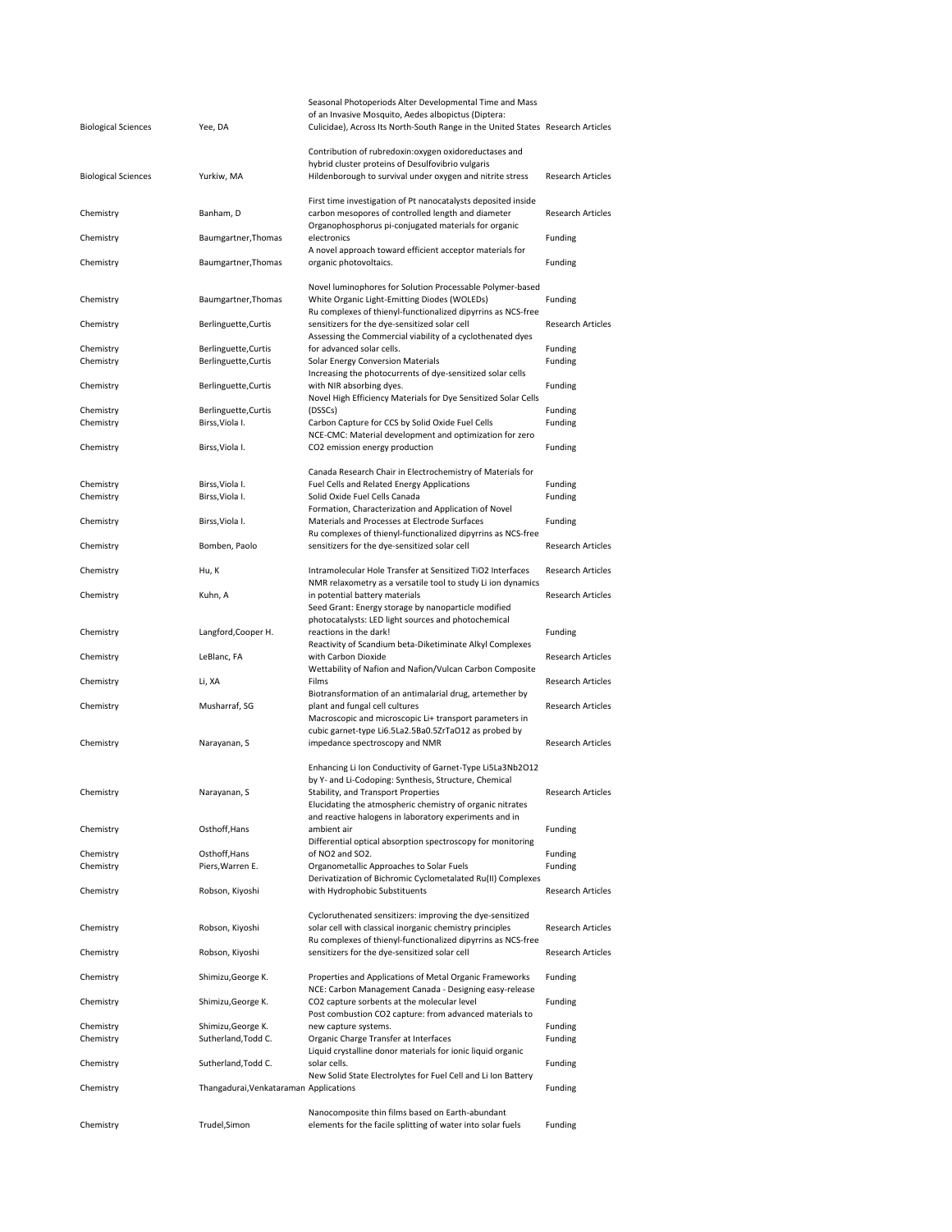| | | | |
|---|---|---|---|
| Biological Sciences | Yee, DA | Seasonal Photoperiods Alter Developmental Time and Mass of an Invasive Mosquito, Aedes albopictus (Diptera: Culicidae), Across Its North-South Range in the United States | Research Articles |
| Biological Sciences | Yurkiw, MA | Contribution of rubredoxin:oxygen oxidoreductases and hybrid cluster proteins of Desulfovibrio vulgaris Hildenborough to survival under oxygen and nitrite stress | Research Articles |
| Chemistry | Banham, D | First time investigation of Pt nanocatalysts deposited inside carbon mesopores of controlled length and diameter | Research Articles |
| Chemistry | Baumgartner,Thomas | Organophosphorus pi-conjugated materials for organic electronics | Funding |
| Chemistry | Baumgartner,Thomas | A novel approach toward efficient acceptor materials for organic photovoltaics. | Funding |
| Chemistry | Baumgartner,Thomas | Novel luminophores for Solution Processable Polymer-based White Organic Light-Emitting Diodes (WOLEDs) | Funding |
| Chemistry | Berlinguette,Curtis | Ru complexes of thienyl-functionalized dipyrrins as NCS-free sensitizers for the dye-sensitized solar cell | Research Articles |
| Chemistry | Berlinguette,Curtis | Assessing the Commercial viability of a cyclothenated dyes for advanced solar cells. | Funding |
| Chemistry | Berlinguette,Curtis | Solar Energy Conversion Materials | Funding |
| Chemistry | Berlinguette,Curtis | Increasing the photocurrents of dye-sensitized solar cells with NIR absorbing dyes. | Funding |
| Chemistry | Berlinguette,Curtis | Novel High Efficiency Materials for Dye Sensitized Solar Cells (DSSCs) | Funding |
| Chemistry | Birss,Viola I. | Carbon Capture for CCS by Solid Oxide Fuel Cells | Funding |
| Chemistry | Birss,Viola I. | NCE-CMC: Material development and optimization for zero CO2 emission energy production | Funding |
| Chemistry | Birss,Viola I. | Canada Research Chair in Electrochemistry of Materials for Fuel Cells and Related Energy Applications | Funding |
| Chemistry | Birss,Viola I. | Solid Oxide Fuel Cells Canada | Funding |
| Chemistry | Birss,Viola I. | Formation, Characterization and Application of Novel Materials and Processes at Electrode Surfaces | Funding |
| Chemistry | Bomben, Paolo | Ru complexes of thienyl-functionalized dipyrrins as NCS-free sensitizers for the dye-sensitized solar cell | Research Articles |
| Chemistry | Hu, K | Intramolecular Hole Transfer at Sensitized TiO2 Interfaces | Research Articles |
| Chemistry | Kuhn, A | NMR relaxometry as a versatile tool to study Li ion dynamics in potential battery materials | Research Articles |
| Chemistry | Langford,Cooper H. | Seed Grant: Energy storage by nanoparticle modified photocatalysts: LED light sources and photochemical reactions in the dark! | Funding |
| Chemistry | LeBlanc, FA | Reactivity of Scandium beta-Diketiminate Alkyl Complexes with Carbon Dioxide | Research Articles |
| Chemistry | Li, XA | Wettability of Nafion and Nafion/Vulcan Carbon Composite Films | Research Articles |
| Chemistry | Musharraf, SG | Biotransformation of an antimalarial drug, artemether by plant and fungal cell cultures | Research Articles |
| Chemistry | Narayanan, S | Macroscopic and microscopic Li+ transport parameters in cubic garnet-type Li6.5La2.5Ba0.5ZrTaO12 as probed by impedance spectroscopy and NMR | Research Articles |
| Chemistry | Narayanan, S | Enhancing Li Ion Conductivity of Garnet-Type Li5La3Nb2O12 by Y- and Li-Codoping: Synthesis, Structure, Chemical Stability, and Transport Properties | Research Articles |
| Chemistry | Osthoff,Hans | Elucidating the atmospheric chemistry of organic nitrates and reactive halogens in laboratory experiments and in ambient air | Funding |
| Chemistry | Osthoff,Hans | Differential optical absorption spectroscopy for monitoring of NO2 and SO2. | Funding |
| Chemistry | Piers,Warren E. | Organometallic Approaches to Solar Fuels | Funding |
| Chemistry | Robson, Kiyoshi | Derivatization of Bichromic Cyclometalated Ru(II) Complexes with Hydrophobic Substituents | Research Articles |
| Chemistry | Robson, Kiyoshi | Cycloruthenated sensitizers: improving the dye-sensitized solar cell with classical inorganic chemistry principles | Research Articles |
| Chemistry | Robson, Kiyoshi | Ru complexes of thienyl-functionalized dipyrrins as NCS-free sensitizers for the dye-sensitized solar cell | Research Articles |
| Chemistry | Shimizu,George K. | Properties and Applications of Metal Organic Frameworks | Funding |
| Chemistry | Shimizu,George K. | NCE: Carbon Management Canada - Designing easy-release CO2 capture sorbents at the molecular level | Funding |
| Chemistry | Shimizu,George K. | Post combustion CO2 capture: from advanced materials to new capture systems. | Funding |
| Chemistry | Sutherland,Todd C. | Organic Charge Transfer at Interfaces | Funding |
| Chemistry | Sutherland,Todd C. | Liquid crystalline donor materials for ionic liquid organic solar cells. | Funding |
| Chemistry | Thangadurai,Venkataraman | New Solid State Electrolytes for Fuel Cell and Li Ion Battery Applications | Funding |
| Chemistry | Trudel,Simon | Nanocomposite thin films based on Earth-abundant elements for the facile splitting of water into solar fuels | Funding |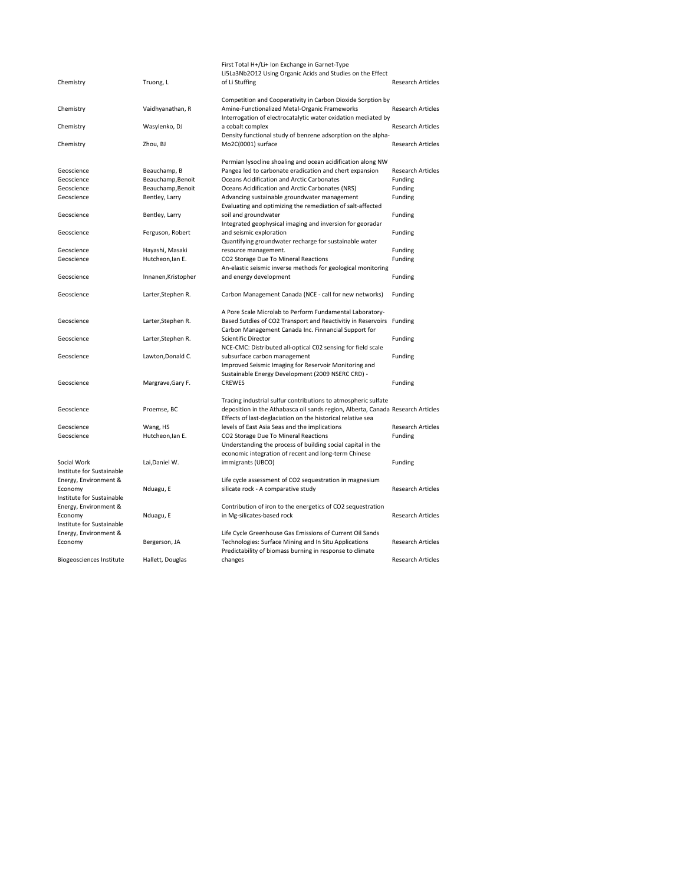| | | | |
|---|---|---|---|
| Chemistry | Truong, L | First Total H+/Li+ Ion Exchange in Garnet-Type $Li_5La_3Nb_2O_{12}$ Using Organic Acids and Studies on the Effect of Li Stuffing | Research Articles |
| Chemistry | Vaidhyanathan, R | Competition and Cooperativity in Carbon Dioxide Sorption by Amine-Functionalized Metal-Organic Frameworks | Research Articles |
| Chemistry | Wasylenko, DJ | Interrogation of electrocatalytic water oxidation mediated by a cobalt complex | Research Articles |
| Chemistry | Zhou, BJ | Density functional study of benzene adsorption on the alpha-$Mo_2C(0001)$ surface | Research Articles |
| Geoscience | Beauchamp, B | Permian lysocline shoaling and ocean acidification along NW Pangea led to carbonate eradication and chert expansion | Research Articles |
| Geoscience | Beauchamp,Benoit | Oceans Acidification and Arctic Carbonates | Funding |
| Geoscience | Beauchamp,Benoit | Oceans Acidification and Arctic Carbonates (NRS) | Funding |
| Geoscience | Bentley, Larry | Advancing sustainable groundwater management | Funding |
| Geoscience | Bentley, Larry | Evaluating and optimizing the remediation of salt-affected soil and groundwater | Funding |
| Geoscience | Ferguson, Robert | Integrated geophysical imaging and inversion for georadar and seismic exploration | Funding |
| Geoscience | Hayashi, Masaki | Quantifying groundwater recharge for sustainable water resource management. | Funding |
| Geoscience | Hutcheon,Ian E. | CO2 Storage Due To Mineral Reactions | Funding |
| Geoscience | Innanen,Kristopher | An-elastic seismic inverse methods for geological monitoring and energy development | Funding |
| Geoscience | Larter,Stephen R. | Carbon Management Canada (NCE - call for new networks) | Funding |
| Geoscience | Larter,Stephen R. | A Pore Scale Microlab to Perform Fundamental Laboratory-Based Sutdies of CO2 Transport and Reactivitiy in Reservoirs | Funding |
| Geoscience | Larter,Stephen R. | Carbon Management Canada Inc. Finnancial Support for Scientific Director | Funding |
| Geoscience | Lawton,Donald C. | NCE-CMC: Distributed all-optical C02 sensing for field scale subsurface carbon management | Funding |
| Geoscience | Margrave,Gary F. | Improved Seismic Imaging for Reservoir Monitoring and Sustainable Energy Development (2009 NSERC CRD) - CREWES | Funding |
| Geoscience | Proemse, BC | Tracing industrial sulfur contributions to atmospheric sulfate deposition in the Athabasca oil sands region, Alberta, Canada | Research Articles |
| Geoscience | Wang, HS | Effects of last-deglaciation on the historical relative sea levels of East Asia Seas and the implications | Research Articles |
| Geoscience | Hutcheon,Ian E. | CO2 Storage Due To Mineral Reactions | Funding |
| Social Work | Lai,Daniel W. | Understanding the process of building social capital in the economic integration of recent and long-term Chinese immigrants (UBCO) | Funding |
| Institute for Sustainable Energy, Environment & Economy | Nduagu, E | Life cycle assessment of CO2 sequestration in magnesium silicate rock - A comparative study | Research Articles |
| Institute for Sustainable Energy, Environment & Economy | Nduagu, E | Contribution of iron to the energetics of CO2 sequestration in Mg-silicates-based rock | Research Articles |
| Institute for Sustainable Energy, Environment & Economy | Bergerson, JA | Life Cycle Greenhouse Gas Emissions of Current Oil Sands Technologies: Surface Mining and In Situ Applications | Research Articles |
| Biogeosciences Institute | Hallett, Douglas | Predictability of biomass burning in response to climate changes | Research Articles |